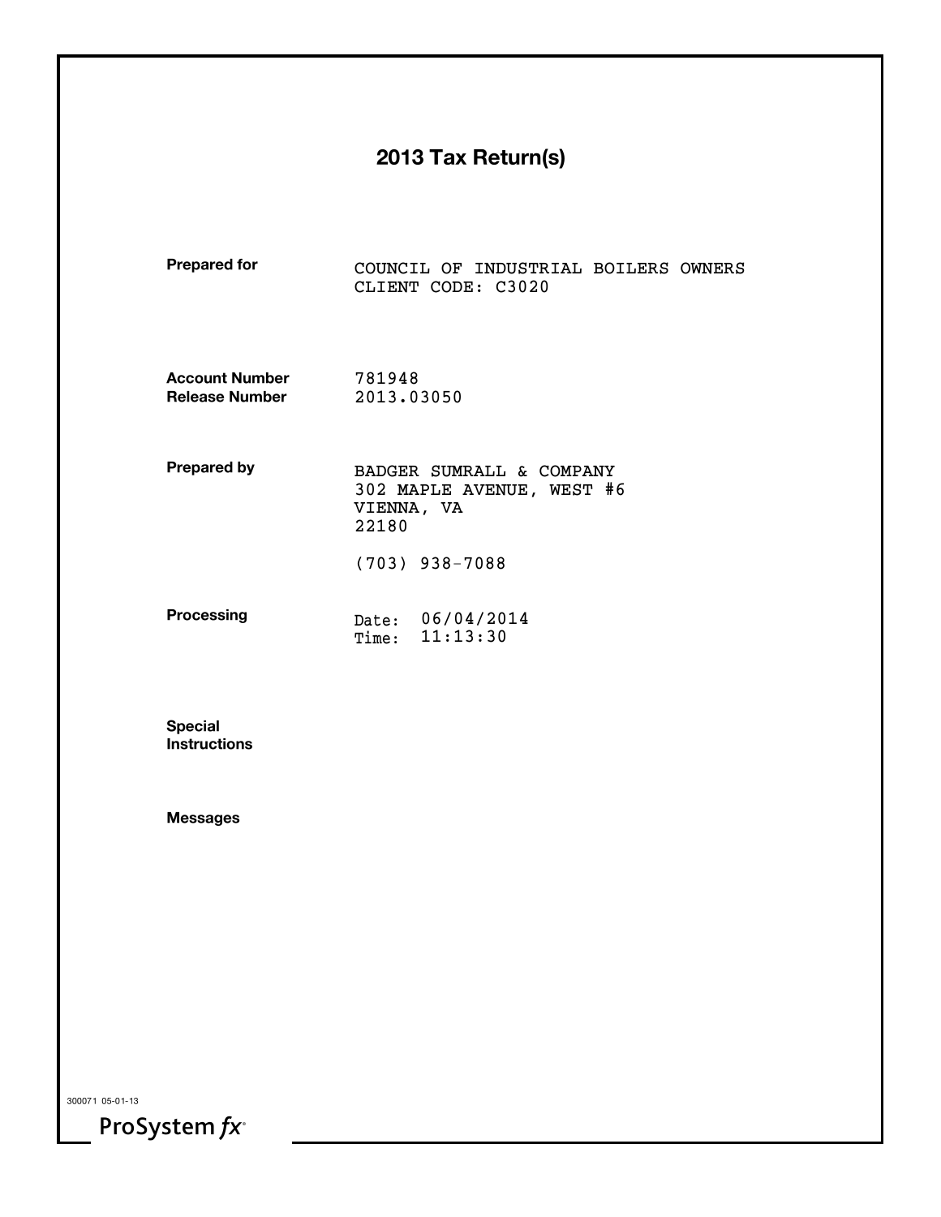# 2013 Tax Return(s)

**Prepared for**
COUNCIL OF INDUSTRIAL BOILERS OWNERS
CLIENT CODE: C3020

**Account Number** 781948
**Release Number** 2013.03050

**Prepared by**
BADGER SUMRALL & COMPANY
302 MAPLE AVENUE, WEST #6
VIENNA, VA
22180

(703) 938-7088

**Processing**
Date: 06/04/2014
Time: 11:13:30

**Special Instructions**

**Messages**

300071 05-01-13

ProSystem *fx*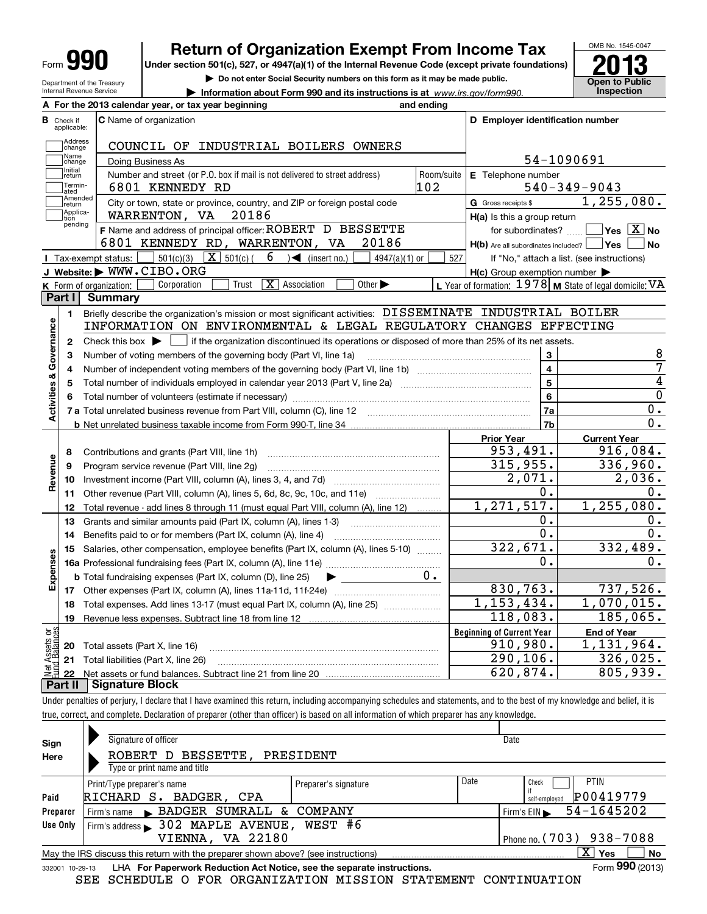# Form 990 — Return of Organization Exempt From Income Tax — 2013

Under section 501(c), 527, or 4947(a)(1) of the Internal Revenue Code (except private foundations)

▶ Do not enter Social Security numbers on this form as it may be made public.

▶ Information about Form 990 and its instructions is at www.irs.gov/form990.

OMB No. 1545-0047 | Open to Public Inspection

Department of the Treasury, Internal Revenue Service

**A** For the 2013 calendar year, or tax year beginning and ending

**B** Check if applicable: Address change, Name change, Initial return, Terminated, Amended return, Application pending

**C** Name of organization: COUNCIL OF INDUSTRIAL BOILERS OWNERS

Doing Business As

Number and street (or P.O. box if mail is not delivered to street address): 6801 KENNEDY RD — Room/suite: 102

City or town, state or province, country, and ZIP or foreign postal code: WARRENTON, VA 20186

**D** Employer identification number: 54-1090691

**E** Telephone number: 540-349-9043

**G** Gross receipts $ 1,255,080.

**F** Name and address of principal officer: ROBERT D BESSETTE, 6801 KENNEDY RD, WARRENTON, VA 20186

**H(a)** Is this a group return for subordinates? ☐ Yes ☒ No

**H(b)** Are all subordinates included? ☐ Yes ☐ No — If "No," attach a list. (see instructions)

**H(c)** Group exemption number ▶

**I** Tax-exempt status: ☐ 501(c)(3) ☒ 501(c) ( 6 ) ◀ (insert no.) ☐ 4947(a)(1) or ☐ 527

**J** Website: ▶ WWW.CIBO.ORG

**K** Form of organization: ☐ Corporation ☐ Trust ☒ Association ☐ Other ▶

**L** Year of formation: 1978 **M** State of legal domicile: VA

## Part I Summary

**Activities & Governance**

1 Briefly describe the organization's mission or most significant activities: DISSEMINATE INDUSTRIAL BOILER INFORMATION ON ENVIRONMENTAL & LEGAL REGULATORY CHANGES EFFECTING

2 Check this box ▶ ☐ if the organization discontinued its operations or disposed of more than 25% of its net assets.

| Line | Description | No. | Value |
|---|---|---|---|
| 3 | Number of voting members of the governing body (Part VI, line 1a) | 3 | 8 |
| 4 | Number of independent voting members of the governing body (Part VI, line 1b) | 4 | 7 |
| 5 | Total number of individuals employed in calendar year 2013 (Part V, line 2a) | 5 | 4 |
| 6 | Total number of volunteers (estimate if necessary) | 6 | 0 |
| 7a | Total unrelated business revenue from Part VIII, column (C), line 12 | 7a | 0. |
| 7b | Net unrelated business taxable income from Form 990-T, line 34 | 7b | 0. |

| Line | Description | Prior Year | Current Year |
|---|---|---|---|
| **Revenue** | | | |
| 8 | Contributions and grants (Part VIII, line 1h) | 953,491. | 916,084. |
| 9 | Program service revenue (Part VIII, line 2g) | 315,955. | 336,960. |
| 10 | Investment income (Part VIII, column (A), lines 3, 4, and 7d) | 2,071. | 2,036. |
| 11 | Other revenue (Part VIII, column (A), lines 5, 6d, 8c, 9c, 10c, and 11e) | 0. | 0. |
| 12 | Total revenue - add lines 8 through 11 (must equal Part VIII, column (A), line 12) | 1,271,517. | 1,255,080. |
| **Expenses** | | | |
| 13 | Grants and similar amounts paid (Part IX, column (A), lines 1-3) | 0. | 0. |
| 14 | Benefits paid to or for members (Part IX, column (A), line 4) | 0. | 0. |
| 15 | Salaries, other compensation, employee benefits (Part IX, column (A), lines 5-10) | 322,671. | 332,489. |
| 16a | Professional fundraising fees (Part IX, column (A), line 11e) | 0. | 0. |
| b | Total fundraising expenses (Part IX, column (D), line 25) ▶ 0. | | |
| 17 | Other expenses (Part IX, column (A), lines 11a-11d, 11f-24e) | 830,763. | 737,526. |
| 18 | Total expenses. Add lines 13-17 (must equal Part IX, column (A), line 25) | 1,153,434. | 1,070,015. |
| 19 | Revenue less expenses. Subtract line 18 from line 12 | 118,083. | 185,065. |
| **Net Assets or Fund Balances** | | **Beginning of Current Year** | **End of Year** |
| 20 | Total assets (Part X, line 16) | 910,980. | 1,131,964. |
| 21 | Total liabilities (Part X, line 26) | 290,106. | 326,025. |
| 22 | Net assets or fund balances. Subtract line 21 from line 20 | 620,874. | 805,939. |

## Part II Signature Block

Under penalties of perjury, I declare that I have examined this return, including accompanying schedules and statements, and to the best of my knowledge and belief, it is true, correct, and complete. Declaration of preparer (other than officer) is based on all information of which preparer has any knowledge.

**Sign Here**

Signature of officer — Date

ROBERT D BESSETTE, PRESIDENT

Type or print name and title

**Paid Preparer Use Only**

| Print/Type preparer's name | Preparer's signature | Date | Check if self-employed | PTIN |
|---|---|---|---|---|
| RICHARD S. BADGER, CPA | | | ☐ | P00419779 |

Firm's name ▶ BADGER SUMRALL & COMPANY — Firm's EIN ▶ 54-1645202

Firm's address ▶ 302 MAPLE AVENUE, WEST #6, VIENNA, VA 22180 — Phone no. (703) 938-7088

May the IRS discuss this return with the preparer shown above? (see instructions) ☒ Yes ☐ No

332001 10-29-13 LHA For Paperwork Reduction Act Notice, see the separate instructions. Form **990** (2013)

SEE SCHEDULE O FOR ORGANIZATION MISSION STATEMENT CONTINUATION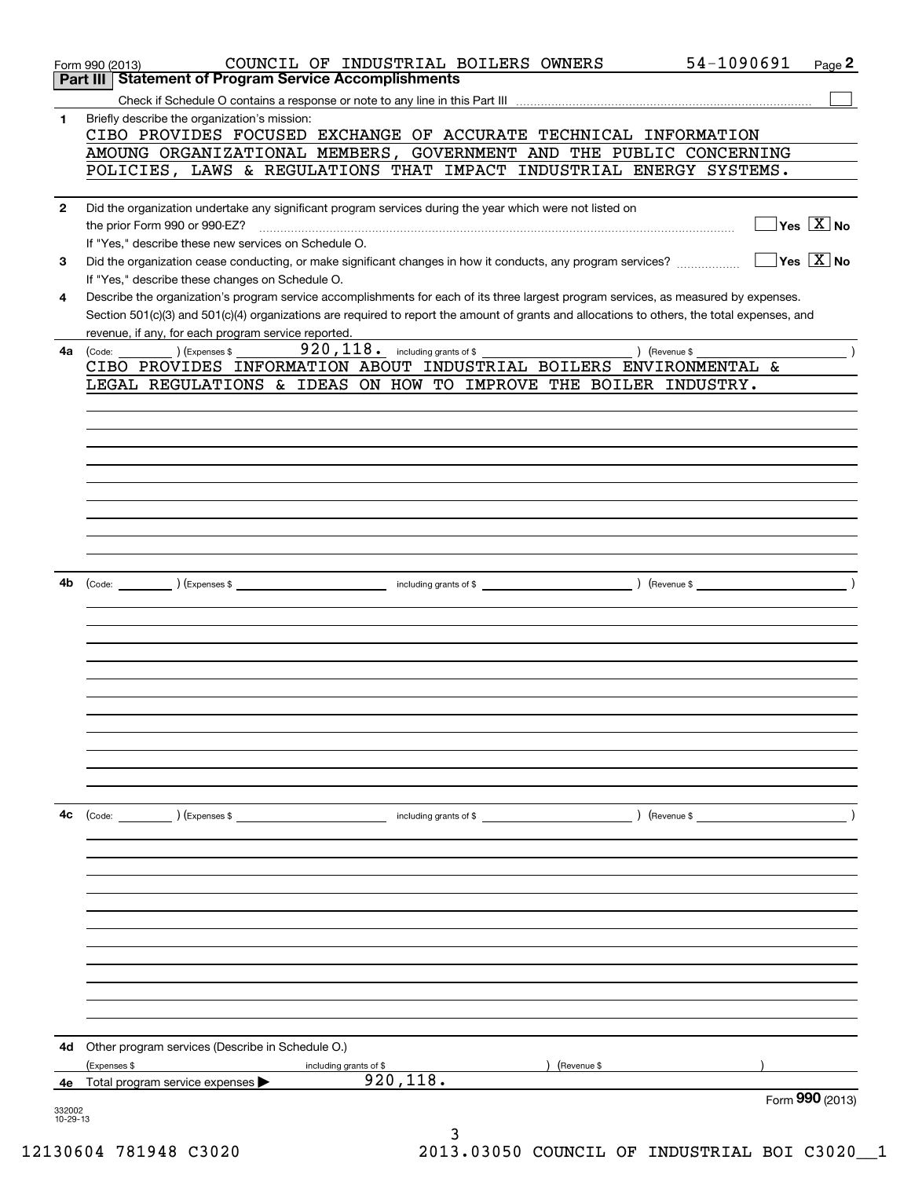Form 990 (2013) COUNCIL OF INDUSTRIAL BOILERS OWNERS 54-1090691 Page 2

## Part III Statement of Program Service Accomplishments

Check if Schedule O contains a response or note to any line in this Part III ☐

**1** Briefly describe the organization's mission:

CIBO PROVIDES FOCUSED EXCHANGE OF ACCURATE TECHNICAL INFORMATION AMOUNG ORGANIZATIONAL MEMBERS, GOVERNMENT AND THE PUBLIC CONCERNING POLICIES, LAWS & REGULATIONS THAT IMPACT INDUSTRIAL ENERGY SYSTEMS.

**2** Did the organization undertake any significant program services during the year which were not listed on the prior Form 990 or 990-EZ? ☐ Yes ☒ No

If "Yes," describe these new services on Schedule O.

**3** Did the organization cease conducting, or make significant changes in how it conducts, any program services? ☐ Yes ☒ No

If "Yes," describe these changes on Schedule O.

**4** Describe the organization's program service accomplishments for each of its three largest program services, as measured by expenses. Section 501(c)(3) and 501(c)(4) organizations are required to report the amount of grants and allocations to others, the total expenses, and revenue, if any, for each program service reported.

**4a** (Code: ) (Expenses $ 920,118. including grants of $ ) (Revenue $ )

CIBO PROVIDES INFORMATION ABOUT INDUSTRIAL BOILERS ENVIRONMENTAL & LEGAL REGULATIONS & IDEAS ON HOW TO IMPROVE THE BOILER INDUSTRY.

**4b** (Code: ) (Expenses $ including grants of $ ) (Revenue $ )

**4c** (Code: ) (Expenses $ including grants of $ ) (Revenue $ )

**4d** Other program services (Describe in Schedule O.)

(Expenses $ including grants of $ ) (Revenue $ )

**4e** Total program service expenses ▶ 920,118.

Form **990** (2013)

332002 10-29-13

12130604 781948 C3020 2013.03050 COUNCIL OF INDUSTRIAL BOI C3020__1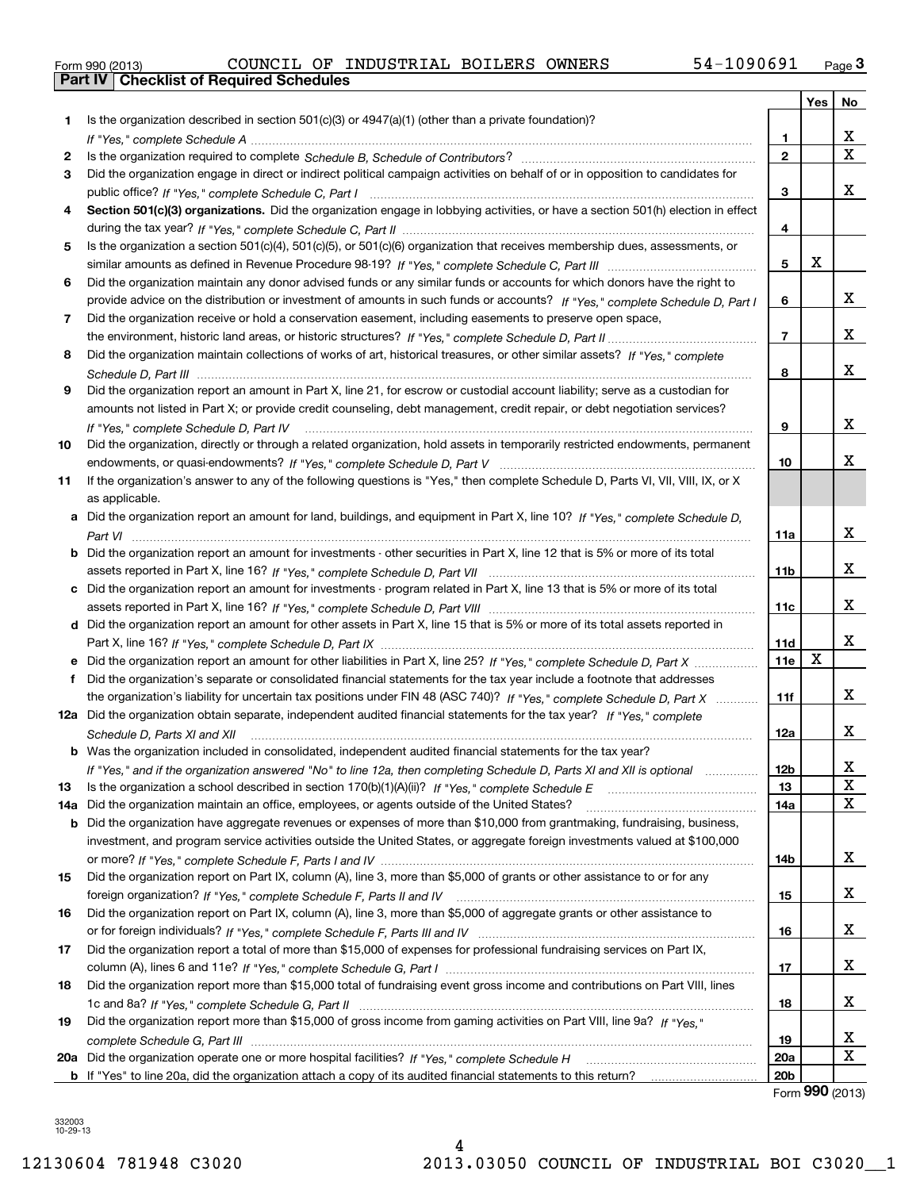Form 990 (2013) COUNCIL OF INDUSTRIAL BOILERS OWNERS 54-1090691

## Part IV Checklist of Required Schedules

| | | | Yes | No |
|---|---|---|---|---|
| 1 | Is the organization described in section 501(c)(3) or 4947(a)(1) (other than a private foundation)? *If "Yes," complete Schedule A* | 1 | | X |
| 2 | Is the organization required to complete *Schedule B, Schedule of Contributors*? | 2 | | X |
| 3 | Did the organization engage in direct or indirect political campaign activities on behalf of or in opposition to candidates for public office? *If "Yes," complete Schedule C, Part I* | 3 | | X |
| 4 | **Section 501(c)(3) organizations.** Did the organization engage in lobbying activities, or have a section 501(h) election in effect during the tax year? *If "Yes," complete Schedule C, Part II* | 4 | | |
| 5 | Is the organization a section 501(c)(4), 501(c)(5), or 501(c)(6) organization that receives membership dues, assessments, or similar amounts as defined in Revenue Procedure 98-19? *If "Yes," complete Schedule C, Part III* | 5 | X | |
| 6 | Did the organization maintain any donor advised funds or any similar funds or accounts for which donors have the right to provide advice on the distribution or investment of amounts in such funds or accounts? *If "Yes," complete Schedule D, Part I* | 6 | | X |
| 7 | Did the organization receive or hold a conservation easement, including easements to preserve open space, the environment, historic land areas, or historic structures? *If "Yes," complete Schedule D, Part II* | 7 | | X |
| 8 | Did the organization maintain collections of works of art, historical treasures, or other similar assets? *If "Yes," complete Schedule D, Part III* | 8 | | X |
| 9 | Did the organization report an amount in Part X, line 21, for escrow or custodial account liability; serve as a custodian for amounts not listed in Part X; or provide credit counseling, debt management, credit repair, or debt negotiation services? *If "Yes," complete Schedule D, Part IV* | 9 | | X |
| 10 | Did the organization, directly or through a related organization, hold assets in temporarily restricted endowments, permanent endowments, or quasi-endowments? *If "Yes," complete Schedule D, Part V* | 10 | | X |
| 11 | If the organization's answer to any of the following questions is "Yes," then complete Schedule D, Parts VI, VII, VIII, IX, or X as applicable. | | | |
| a | Did the organization report an amount for land, buildings, and equipment in Part X, line 10? *If "Yes," complete Schedule D, Part VI* | 11a | | X |
| b | Did the organization report an amount for investments - other securities in Part X, line 12 that is 5% or more of its total assets reported in Part X, line 16? *If "Yes," complete Schedule D, Part VII* | 11b | | X |
| c | Did the organization report an amount for investments - program related in Part X, line 13 that is 5% or more of its total assets reported in Part X, line 16? *If "Yes," complete Schedule D, Part VIII* | 11c | | X |
| d | Did the organization report an amount for other assets in Part X, line 15 that is 5% or more of its total assets reported in Part X, line 16? *If "Yes," complete Schedule D, Part IX* | 11d | | X |
| e | Did the organization report an amount for other liabilities in Part X, line 25? *If "Yes," complete Schedule D, Part X* | 11e | X | |
| f | Did the organization's separate or consolidated financial statements for the tax year include a footnote that addresses the organization's liability for uncertain tax positions under FIN 48 (ASC 740)? *If "Yes," complete Schedule D, Part X* | 11f | | X |
| 12a | Did the organization obtain separate, independent audited financial statements for the tax year? *If "Yes," complete Schedule D, Parts XI and XII* | 12a | | X |
| b | Was the organization included in consolidated, independent audited financial statements for the tax year? *If "Yes," and if the organization answered "No" to line 12a, then completing Schedule D, Parts XI and XII is optional* | 12b | | X |
| 13 | Is the organization a school described in section 170(b)(1)(A)(ii)? *If "Yes," complete Schedule E* | 13 | | X |
| 14a | Did the organization maintain an office, employees, or agents outside of the United States? | 14a | | X |
| b | Did the organization have aggregate revenues or expenses of more than $10,000 from grantmaking, fundraising, business, investment, and program service activities outside the United States, or aggregate foreign investments valued at $100,000 or more? *If "Yes," complete Schedule F, Parts I and IV* | 14b | | X |
| 15 | Did the organization report on Part IX, column (A), line 3, more than $5,000 of grants or other assistance to or for any foreign organization? *If "Yes," complete Schedule F, Parts II and IV* | 15 | | X |
| 16 | Did the organization report on Part IX, column (A), line 3, more than $5,000 of aggregate grants or other assistance to or for foreign individuals? *If "Yes," complete Schedule F, Parts III and IV* | 16 | | X |
| 17 | Did the organization report a total of more than $15,000 of expenses for professional fundraising services on Part IX, column (A), lines 6 and 11e? *If "Yes," complete Schedule G, Part I* | 17 | | X |
| 18 | Did the organization report more than $15,000 total of fundraising event gross income and contributions on Part VIII, lines 1c and 8a? *If "Yes," complete Schedule G, Part II* | 18 | | X |
| 19 | Did the organization report more than $15,000 of gross income from gaming activities on Part VIII, line 9a? *If "Yes," complete Schedule G, Part III* | 19 | | X |
| 20a | Did the organization operate one or more hospital facilities? *If "Yes," complete Schedule H* | 20a | | X |
| b | If "Yes" to line 20a, did the organization attach a copy of its audited financial statements to this return? | 20b | | |

Form **990** (2013)

332003 10-29-13

12130604 781948 C3020 2013.03050 COUNCIL OF INDUSTRIAL BOI C3020__1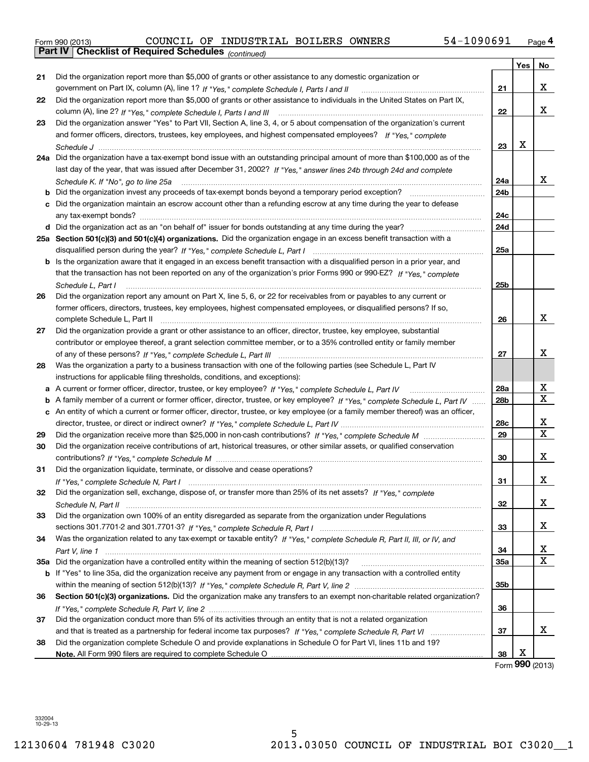Form 990 (2013) COUNCIL OF INDUSTRIAL BOILERS OWNERS 54-1090691 Page 4

**Part IV | Checklist of Required Schedules** *(continued)*

| | | | Yes | No |
|---|---|---|---|---|
| 21 | Did the organization report more than $5,000 of grants or other assistance to any domestic organization or government on Part IX, column (A), line 1? *If "Yes," complete Schedule I, Parts I and II* | 21 | | X |
| 22 | Did the organization report more than $5,000 of grants or other assistance to individuals in the United States on Part IX, column (A), line 2? *If "Yes," complete Schedule I, Parts I and III* | 22 | | X |
| 23 | Did the organization answer "Yes" to Part VII, Section A, line 3, 4, or 5 about compensation of the organization's current and former officers, directors, trustees, key employees, and highest compensated employees? *If "Yes," complete Schedule J* | 23 | X | |
| 24a | Did the organization have a tax-exempt bond issue with an outstanding principal amount of more than $100,000 as of the last day of the year, that was issued after December 31, 2002? *If "Yes," answer lines 24b through 24d and complete Schedule K. If "No", go to line 25a* | 24a | | X |
| b | Did the organization invest any proceeds of tax-exempt bonds beyond a temporary period exception? | 24b | | |
| c | Did the organization maintain an escrow account other than a refunding escrow at any time during the year to defease any tax-exempt bonds? | 24c | | |
| d | Did the organization act as an "on behalf of" issuer for bonds outstanding at any time during the year? | 24d | | |
| 25a | **Section 501(c)(3) and 501(c)(4) organizations.** Did the organization engage in an excess benefit transaction with a disqualified person during the year? *If "Yes," complete Schedule L, Part I* | 25a | | |
| b | Is the organization aware that it engaged in an excess benefit transaction with a disqualified person in a prior year, and that the transaction has not been reported on any of the organization's prior Forms 990 or 990-EZ? *If "Yes," complete Schedule L, Part I* | 25b | | |
| 26 | Did the organization report any amount on Part X, line 5, 6, or 22 for receivables from or payables to any current or former officers, directors, trustees, key employees, highest compensated employees, or disqualified persons? If so, complete Schedule L, Part II | 26 | | X |
| 27 | Did the organization provide a grant or other assistance to an officer, director, trustee, key employee, substantial contributor or employee thereof, a grant selection committee member, or to a 35% controlled entity or family member of any of these persons? *If "Yes," complete Schedule L, Part III* | 27 | | X |
| 28 | Was the organization a party to a business transaction with one of the following parties (see Schedule L, Part IV instructions for applicable filing thresholds, conditions, and exceptions): | | | |
| a | A current or former officer, director, trustee, or key employee? *If "Yes," complete Schedule L, Part IV* | 28a | | X |
| b | A family member of a current or former officer, director, trustee, or key employee? *If "Yes," complete Schedule L, Part IV* | 28b | | X |
| c | An entity of which a current or former officer, director, trustee, or key employee (or a family member thereof) was an officer, director, trustee, or direct or indirect owner? *If "Yes," complete Schedule L, Part IV* | 28c | | X |
| 29 | Did the organization receive more than $25,000 in non-cash contributions? *If "Yes," complete Schedule M* | 29 | | X |
| 30 | Did the organization receive contributions of art, historical treasures, or other similar assets, or qualified conservation contributions? *If "Yes," complete Schedule M* | 30 | | X |
| 31 | Did the organization liquidate, terminate, or dissolve and cease operations? *If "Yes," complete Schedule N, Part I* | 31 | | X |
| 32 | Did the organization sell, exchange, dispose of, or transfer more than 25% of its net assets? *If "Yes," complete Schedule N, Part II* | 32 | | X |
| 33 | Did the organization own 100% of an entity disregarded as separate from the organization under Regulations sections 301.7701-2 and 301.7701-3? *If "Yes," complete Schedule R, Part I* | 33 | | X |
| 34 | Was the organization related to any tax-exempt or taxable entity? *If "Yes," complete Schedule R, Part II, III, or IV, and Part V, line 1* | 34 | | X |
| 35a | Did the organization have a controlled entity within the meaning of section 512(b)(13)? | 35a | | X |
| b | If "Yes" to line 35a, did the organization receive any payment from or engage in any transaction with a controlled entity within the meaning of section 512(b)(13)? *If "Yes," complete Schedule R, Part V, line 2* | 35b | | |
| 36 | **Section 501(c)(3) organizations.** Did the organization make any transfers to an exempt non-charitable related organization? *If "Yes," complete Schedule R, Part V, line 2* | 36 | | |
| 37 | Did the organization conduct more than 5% of its activities through an entity that is not a related organization and that is treated as a partnership for federal income tax purposes? *If "Yes," complete Schedule R, Part VI* | 37 | | X |
| 38 | Did the organization complete Schedule O and provide explanations in Schedule O for Part VI, lines 11b and 19? **Note.** All Form 990 filers are required to complete Schedule O | 38 | X | |

Form **990** (2013)

332004 10-29-13

12130604 781948 C3020 2013.03050 COUNCIL OF INDUSTRIAL BOI C3020__1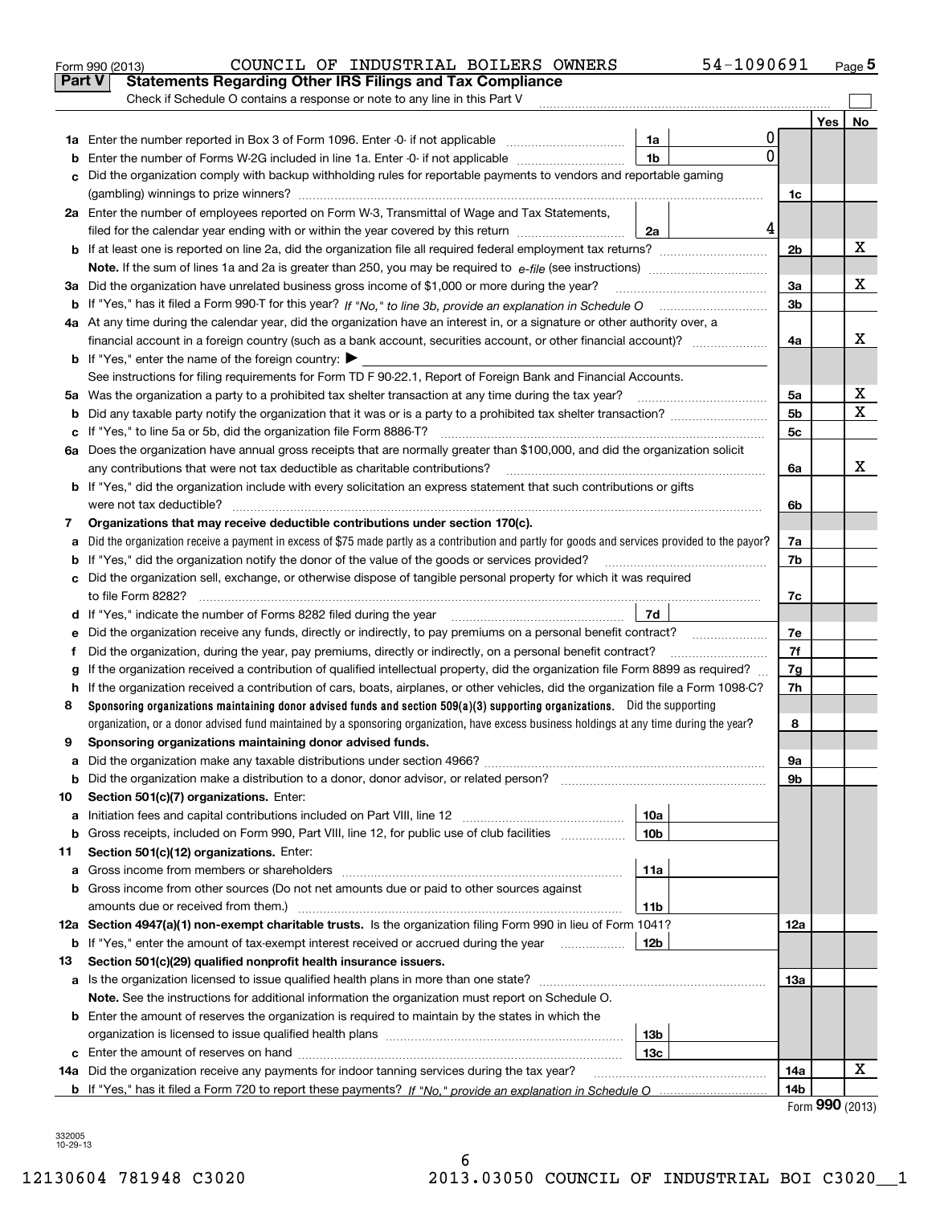Form 990 (2013) COUNCIL OF INDUSTRIAL BOILERS OWNERS 54-1090691 Page 5

## Part V Statements Regarding Other IRS Filings and Tax Compliance

Check if Schedule O contains a response or note to any line in this Part V

| | | | | | Yes | No |
|---|---|---|---|---|---|---|
| 1a | Enter the number reported in Box 3 of Form 1096. Enter -0- if not applicable | 1a | 0 | | | |
| b | Enter the number of Forms W-2G included in line 1a. Enter -0- if not applicable | 1b | 0 | | | |
| c | Did the organization comply with backup withholding rules for reportable payments to vendors and reportable gaming (gambling) winnings to prize winners? | | | 1c | | |
| 2a | Enter the number of employees reported on Form W-3, Transmittal of Wage and Tax Statements, filed for the calendar year ending with or within the year covered by this return | 2a | 4 | | | |
| b | If at least one is reported on line 2a, did the organization file all required federal employment tax returns? | | | 2b | | X |
| | **Note.** If the sum of lines 1a and 2a is greater than 250, you may be required to *e-file* (see instructions) | | | | | |
| 3a | Did the organization have unrelated business gross income of $1,000 or more during the year? | | | 3a | | X |
| b | If "Yes," has it filed a Form 990-T for this year? *If "No," to line 3b, provide an explanation in Schedule O* | | | 3b | | |
| 4a | At any time during the calendar year, did the organization have an interest in, or a signature or other authority over, a financial account in a foreign country (such as a bank account, securities account, or other financial account)? | | | 4a | | X |
| b | If "Yes," enter the name of the foreign country: ▶ See instructions for filing requirements for Form TD F 90-22.1, Report of Foreign Bank and Financial Accounts. | | | | | |
| 5a | Was the organization a party to a prohibited tax shelter transaction at any time during the tax year? | | | 5a | | X |
| b | Did any taxable party notify the organization that it was or is a party to a prohibited tax shelter transaction? | | | 5b | | X |
| c | If "Yes," to line 5a or 5b, did the organization file Form 8886-T? | | | 5c | | |
| 6a | Does the organization have annual gross receipts that are normally greater than $100,000, and did the organization solicit any contributions that were not tax deductible as charitable contributions? | | | 6a | | X |
| b | If "Yes," did the organization include with every solicitation an express statement that such contributions or gifts were not tax deductible? | | | 6b | | |
| 7 | **Organizations that may receive deductible contributions under section 170(c).** | | | | | |
| a | Did the organization receive a payment in excess of $75 made partly as a contribution and partly for goods and services provided to the payor? | | | 7a | | |
| b | If "Yes," did the organization notify the donor of the value of the goods or services provided? | | | 7b | | |
| c | Did the organization sell, exchange, or otherwise dispose of tangible personal property for which it was required to file Form 8282? | | | 7c | | |
| d | If "Yes," indicate the number of Forms 8282 filed during the year | 7d | | | | |
| e | Did the organization receive any funds, directly or indirectly, to pay premiums on a personal benefit contract? | | | 7e | | |
| f | Did the organization, during the year, pay premiums, directly or indirectly, on a personal benefit contract? | | | 7f | | |
| g | If the organization received a contribution of qualified intellectual property, did the organization file Form 8899 as required? | | | 7g | | |
| h | If the organization received a contribution of cars, boats, airplanes, or other vehicles, did the organization file a Form 1098-C? | | | 7h | | |
| 8 | **Sponsoring organizations maintaining donor advised funds and section 509(a)(3) supporting organizations.** Did the supporting organization, or a donor advised fund maintained by a sponsoring organization, have excess business holdings at any time during the year? | | | 8 | | |
| 9 | **Sponsoring organizations maintaining donor advised funds.** | | | | | |
| a | Did the organization make any taxable distributions under section 4966? | | | 9a | | |
| b | Did the organization make a distribution to a donor, donor advisor, or related person? | | | 9b | | |
| 10 | **Section 501(c)(7) organizations.** Enter: | | | | | |
| a | Initiation fees and capital contributions included on Part VIII, line 12 | 10a | | | | |
| b | Gross receipts, included on Form 990, Part VIII, line 12, for public use of club facilities | 10b | | | | |
| 11 | **Section 501(c)(12) organizations.** Enter: | | | | | |
| a | Gross income from members or shareholders | 11a | | | | |
| b | Gross income from other sources (Do not net amounts due or paid to other sources against amounts due or received from them.) | 11b | | | | |
| 12a | **Section 4947(a)(1) non-exempt charitable trusts.** Is the organization filing Form 990 in lieu of Form 1041? | | | 12a | | |
| b | If "Yes," enter the amount of tax-exempt interest received or accrued during the year | 12b | | | | |
| 13 | **Section 501(c)(29) qualified nonprofit health insurance issuers.** | | | | | |
| a | Is the organization licensed to issue qualified health plans in more than one state? **Note.** See the instructions for additional information the organization must report on Schedule O. | | | 13a | | |
| b | Enter the amount of reserves the organization is required to maintain by the states in which the organization is licensed to issue qualified health plans | 13b | | | | |
| c | Enter the amount of reserves on hand | 13c | | | | |
| 14a | Did the organization receive any payments for indoor tanning services during the tax year? | | | 14a | | X |
| b | If "Yes," has it filed a Form 720 to report these payments? *If "No," provide an explanation in Schedule O* | | | 14b | | |

Form 990 (2013)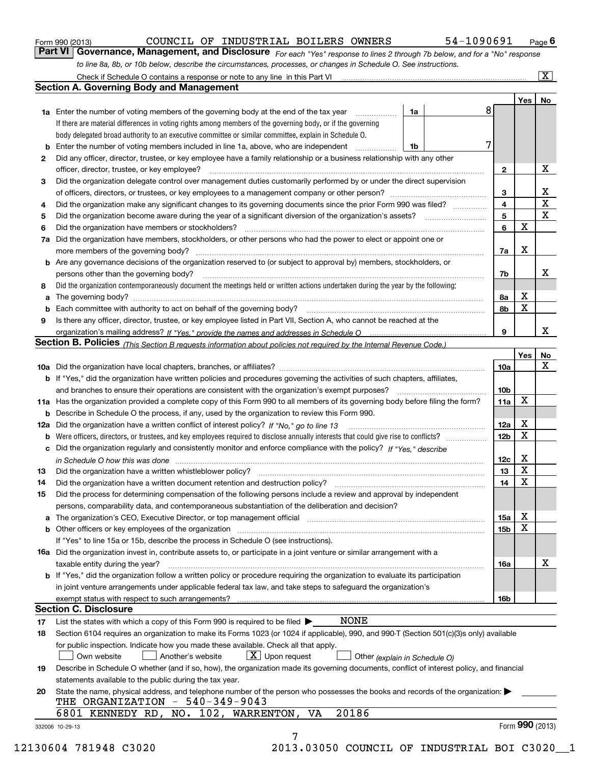Form 990 (2013) COUNCIL OF INDUSTRIAL BOILERS OWNERS 54-1090691 Page 6

## Part VI Governance, Management, and Disclosure

*For each "Yes" response to lines 2 through 7b below, and for a "No" response to line 8a, 8b, or 10b below, describe the circumstances, processes, or changes in Schedule O. See instructions.*

Check if Schedule O contains a response or note to any line in this Part VI .......... [X]

### Section A. Governing Body and Management

| | | | Yes | No |
|---|---|---|---|---|
| **1a** | Enter the number of voting members of the governing body at the end of the tax year ..... **1a** 8. If there are material differences in voting rights among members of the governing body, or if the governing body delegated broad authority to an executive committee or similar committee, explain in Schedule O. | | | |
| **b** | Enter the number of voting members included in line 1a, above, who are independent ..... **1b** 7 | | | |
| **2** | Did any officer, director, trustee, or key employee have a family relationship or a business relationship with any other officer, director, trustee, or key employee? | 2 | | X |
| **3** | Did the organization delegate control over management duties customarily performed by or under the direct supervision of officers, directors, or trustees, or key employees to a management company or other person? | 3 | | X |
| **4** | Did the organization make any significant changes to its governing documents since the prior Form 990 was filed? | 4 | | X |
| **5** | Did the organization become aware during the year of a significant diversion of the organization's assets? | 5 | | X |
| **6** | Did the organization have members or stockholders? | 6 | X | |
| **7a** | Did the organization have members, stockholders, or other persons who had the power to elect or appoint one or more members of the governing body? | 7a | X | |
| **b** | Are any governance decisions of the organization reserved to (or subject to approval by) members, stockholders, or persons other than the governing body? | 7b | | X |
| **8** | Did the organization contemporaneously document the meetings held or written actions undertaken during the year by the following: | | | |
| **a** | The governing body? | 8a | X | |
| **b** | Each committee with authority to act on behalf of the governing body? | 8b | X | |
| **9** | Is there any officer, director, trustee, or key employee listed in Part VII, Section A, who cannot be reached at the organization's mailing address? *If "Yes," provide the names and addresses in Schedule O* | 9 | | X |

### Section B. Policies *(This Section B requests information about policies not required by the Internal Revenue Code.)*

| | | | Yes | No |
|---|---|---|---|---|
| **10a** | Did the organization have local chapters, branches, or affiliates? | 10a | | X |
| **b** | If "Yes," did the organization have written policies and procedures governing the activities of such chapters, affiliates, and branches to ensure their operations are consistent with the organization's exempt purposes? | 10b | | |
| **11a** | Has the organization provided a complete copy of this Form 990 to all members of its governing body before filing the form? | 11a | X | |
| **b** | Describe in Schedule O the process, if any, used by the organization to review this Form 990. | | | |
| **12a** | Did the organization have a written conflict of interest policy? *If "No," go to line 13* | 12a | X | |
| **b** | Were officers, directors, or trustees, and key employees required to disclose annually interests that could give rise to conflicts? | 12b | X | |
| **c** | Did the organization regularly and consistently monitor and enforce compliance with the policy? *If "Yes," describe in Schedule O how this was done* | 12c | X | |
| **13** | Did the organization have a written whistleblower policy? | 13 | X | |
| **14** | Did the organization have a written document retention and destruction policy? | 14 | X | |
| **15** | Did the process for determining compensation of the following persons include a review and approval by independent persons, comparability data, and contemporaneous substantiation of the deliberation and decision? | | | |
| **a** | The organization's CEO, Executive Director, or top management official | 15a | X | |
| **b** | Other officers or key employees of the organization | 15b | X | |
| | If "Yes" to line 15a or 15b, describe the process in Schedule O (see instructions). | | | |
| **16a** | Did the organization invest in, contribute assets to, or participate in a joint venture or similar arrangement with a taxable entity during the year? | 16a | | X |
| **b** | If "Yes," did the organization follow a written policy or procedure requiring the organization to evaluate its participation in joint venture arrangements under applicable federal tax law, and take steps to safeguard the organization's exempt status with respect to such arrangements? | 16b | | |

### Section C. Disclosure

**17** List the states with which a copy of this Form 990 is required to be filed ▶ NONE

**18** Section 6104 requires an organization to make its Forms 1023 (or 1024 if applicable), 990, and 990-T (Section 501(c)(3)s only) available for public inspection. Indicate how you made these available. Check all that apply.

[ ] Own website [ ] Another's website [X] Upon request [ ] Other *(explain in Schedule O)*

**19** Describe in Schedule O whether (and if so, how), the organization made its governing documents, conflict of interest policy, and financial statements available to the public during the tax year.

**20** State the name, physical address, and telephone number of the person who possesses the books and records of the organization: ▶

THE ORGANIZATION - 540-349-9043
6801 KENNEDY RD, NO. 102, WARRENTON, VA 20186

332006 10-29-13 Form **990** (2013)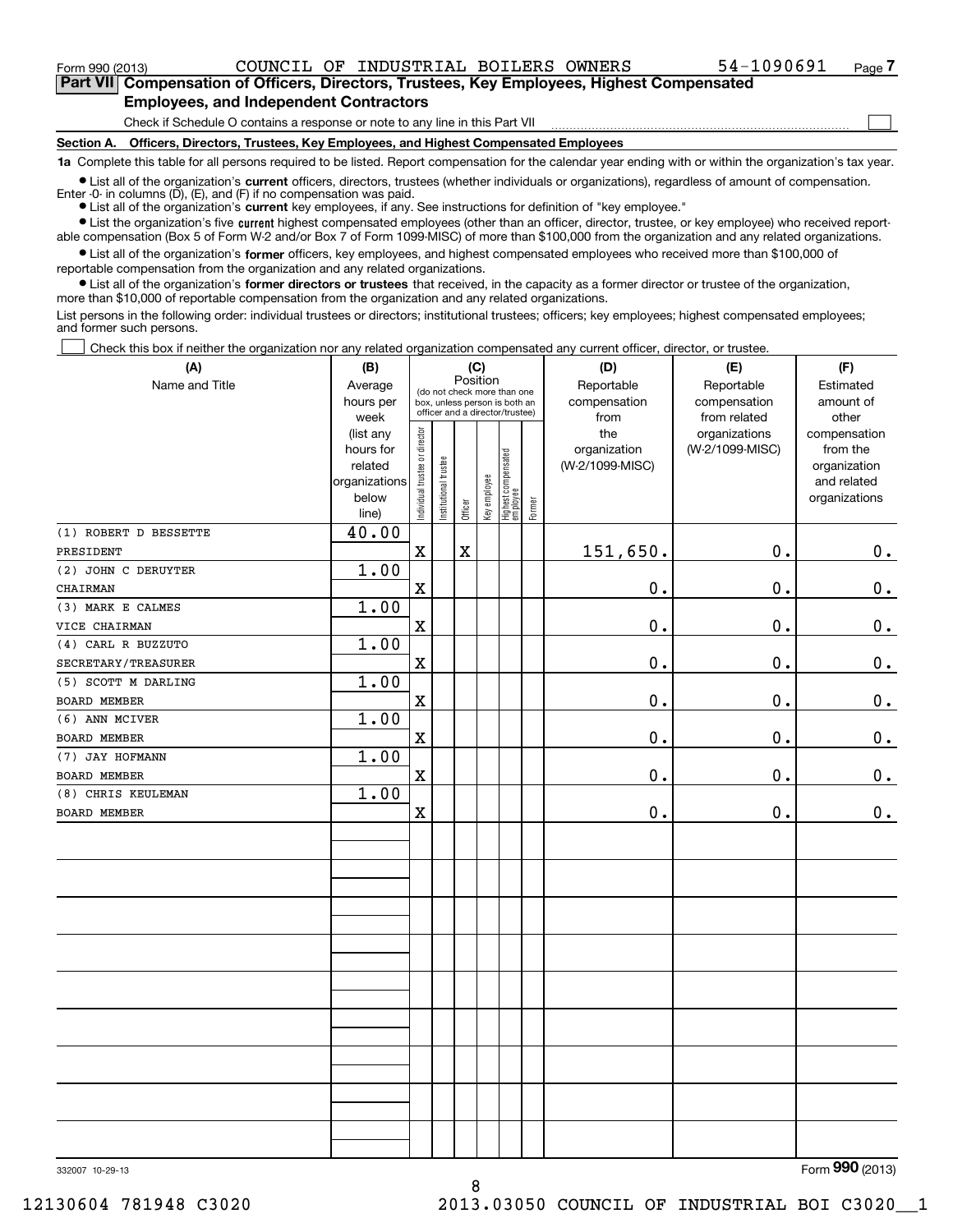Form 990 (2013) COUNCIL OF INDUSTRIAL BOILERS OWNERS 54-1090691

## Part VII Compensation of Officers, Directors, Trustees, Key Employees, Highest Compensated Employees, and Independent Contractors

Check if Schedule O contains a response or note to any line in this Part VII ☐

### Section A. Officers, Directors, Trustees, Key Employees, and Highest Compensated Employees

**1a** Complete this table for all persons required to be listed. Report compensation for the calendar year ending with or within the organization's tax year.

- List all of the organization's **current** officers, directors, trustees (whether individuals or organizations), regardless of amount of compensation. Enter -0- in columns (D), (E), and (F) if no compensation was paid.
- List all of the organization's **current** key employees, if any. See instructions for definition of "key employee."
- List the organization's five **current** highest compensated employees (other than an officer, director, trustee, or key employee) who received reportable compensation (Box 5 of Form W-2 and/or Box 7 of Form 1099-MISC) of more than $100,000 from the organization and any related organizations.
- List all of the organization's **former** officers, key employees, and highest compensated employees who received more than $100,000 of reportable compensation from the organization and any related organizations.
- List all of the organization's **former directors or trustees** that received, in the capacity as a former director or trustee of the organization, more than $10,000 of reportable compensation from the organization and any related organizations.

List persons in the following order: individual trustees or directors; institutional trustees; officers; key employees; highest compensated employees; and former such persons.

☐ Check this box if neither the organization nor any related organization compensated any current officer, director, or trustee.

| (A) Name and Title | (B) Average hours per week (list any hours for related organizations below line) | (C) Position: Individual trustee or director | Institutional trustee | Officer | Key employee | Highest compensated employee | Former | (D) Reportable compensation from the organization (W-2/1099-MISC) | (E) Reportable compensation from related organizations (W-2/1099-MISC) | (F) Estimated amount of other compensation from the organization and related organizations |
|---|---|---|---|---|---|---|---|---|---|---|
| (1) ROBERT D BESSETTE<br>PRESIDENT | 40.00 | X | | X | | | | 151,650. | 0. | 0. |
| (2) JOHN C DERUYTER<br>CHAIRMAN | 1.00 | X | | | | | | 0. | 0. | 0. |
| (3) MARK E CALMES<br>VICE CHAIRMAN | 1.00 | X | | | | | | 0. | 0. | 0. |
| (4) CARL R BUZZUTO<br>SECRETARY/TREASURER | 1.00 | X | | | | | | 0. | 0. | 0. |
| (5) SCOTT M DARLING<br>BOARD MEMBER | 1.00 | X | | | | | | 0. | 0. | 0. |
| (6) ANN MCIVER<br>BOARD MEMBER | 1.00 | X | | | | | | 0. | 0. | 0. |
| (7) JAY HOFMANN<br>BOARD MEMBER | 1.00 | X | | | | | | 0. | 0. | 0. |
| (8) CHRIS KEULEMAN<br>BOARD MEMBER | 1.00 | X | | | | | | 0. | 0. | 0. |

332007 10-29-13 Form **990** (2013)

12130604 781948 C3020 2013.03050 COUNCIL OF INDUSTRIAL BOI C3020__1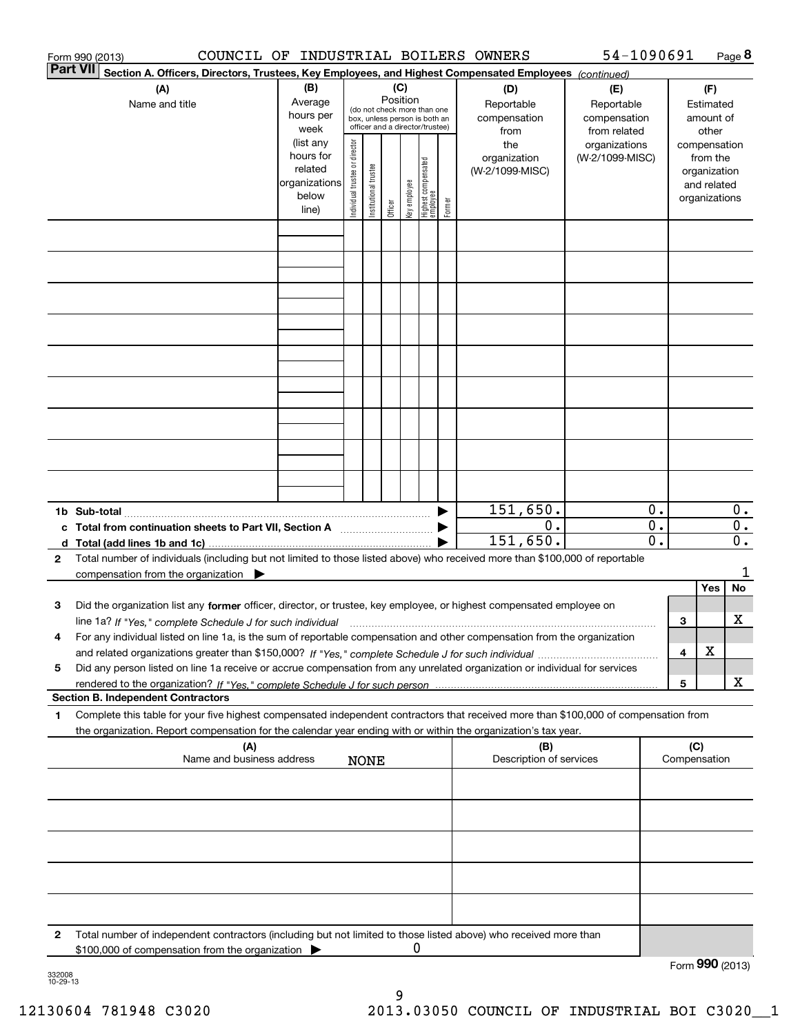Form 990 (2013) COUNCIL OF INDUSTRIAL BOILERS OWNERS 54-1090691 Page **8**

**Part VII Section A. Officers, Directors, Trustees, Key Employees, and Highest Compensated Employees** *(continued)*

| (A) Name and title | (B) Average hours per week (list any hours for related organizations below line) | (C) Position: Individual trustee or director | Institutional trustee | Officer | Key employee | Highest compensated employee | Former | (D) Reportable compensation from the organization (W-2/1099-MISC) | (E) Reportable compensation from related organizations (W-2/1099-MISC) | (F) Estimated amount of other compensation from the organization and related organizations |
|---|---|---|---|---|---|---|---|---|---|---|
| | | | | | | | | | | |
| | | | | | | | | | | |
| | | | | | | | | | | |
| | | | | | | | | | | |
| | | | | | | | | | | |
| | | | | | | | | | | |
| | | | | | | | | | | |
| | | | | | | | | | | |
| | | | | | | | | | | |
| **1b Sub-total** | | | | | | | | 151,650. | 0. | 0. |
| **c Total from continuation sheets to Part VII, Section A** | | | | | | | | 0. | 0. | 0. |
| **d Total (add lines 1b and 1c)** | | | | | | | | 151,650. | 0. | 0. |

**2** Total number of individuals (including but not limited to those listed above) who received more than $100,000 of reportable compensation from the organization ▶ 1

| | | Yes | No |
|---|---|---|---|
| **3** Did the organization list any **former** officer, director, or trustee, key employee, or highest compensated employee on line 1a? *If "Yes," complete Schedule J for such individual* | 3 | | X |
| **4** For any individual listed on line 1a, is the sum of reportable compensation and other compensation from the organization and related organizations greater than $150,000? *If "Yes," complete Schedule J for such individual* | 4 | X | |
| **5** Did any person listed on line 1a receive or accrue compensation from any unrelated organization or individual for services rendered to the organization? *If "Yes," complete Schedule J for such person* | 5 | | X |

**Section B. Independent Contractors**

**1** Complete this table for your five highest compensated independent contractors that received more than $100,000 of compensation from the organization. Report compensation for the calendar year ending with or within the organization's tax year.

| (A) Name and business address NONE | (B) Description of services | (C) Compensation |
|---|---|---|
| | | |
| | | |
| | | |
| | | |
| | | |

**2** Total number of independent contractors (including but not limited to those listed above) who received more than $100,000 of compensation from the organization ▶ 0

Form **990** (2013)

332008 10-29-13

12130604 781948 C3020 2013.03050 COUNCIL OF INDUSTRIAL BOI C3020__1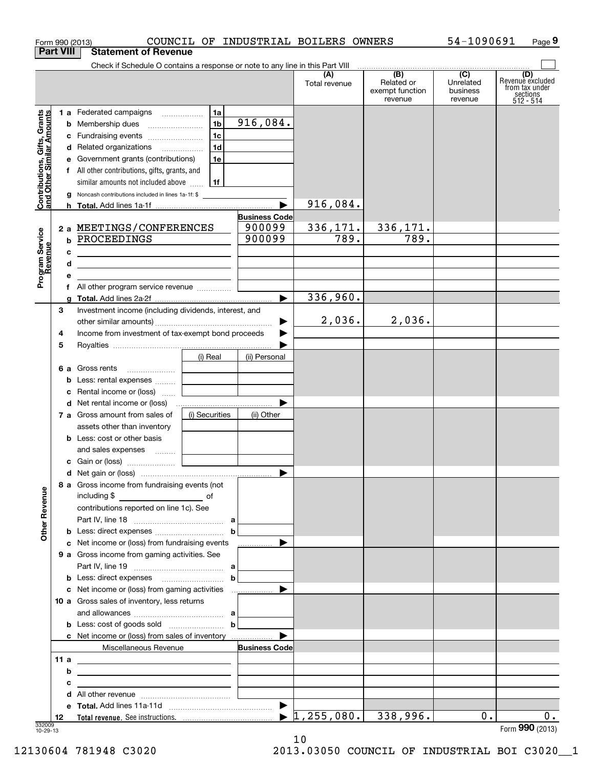Form 990 (2013) COUNCIL OF INDUSTRIAL BOILERS OWNERS 54-1090691 Page 9

## Part VIII Statement of Revenue

Check if Schedule O contains a response or note to any line in this Part VIII

| | | | | (A) Total revenue | (B) Related or exempt function revenue | (C) Unrelated business revenue | (D) Revenue excluded from tax under sections 512 - 514 |
|---|---|---|---|---|---|---|---|
| **Contributions, Gifts, Grants and Other Similar Amounts** | 1 a Federated campaigns | 1a | | | | | |
| | b Membership dues | 1b | 916,084. | | | | |
| | c Fundraising events | 1c | | | | | |
| | d Related organizations | 1d | | | | | |
| | e Government grants (contributions) | 1e | | | | | |
| | f All other contributions, gifts, grants, and similar amounts not included above | 1f | | | | | |
| | g Noncash contributions included in lines 1a-1f: $ | | | | | | |
| | h **Total.** Add lines 1a-1f | | | 916,084. | | | |
| **Program Service Revenue** | | | **Business Code** | | | | |
| | 2 a MEETINGS/CONFERENCES | | 900099 | 336,171. | 336,171. | | |
| | b PROCEEDINGS | | 900099 | 789. | 789. | | |
| | c | | | | | | |
| | d | | | | | | |
| | e | | | | | | |
| | f All other program service revenue | | | | | | |
| | g **Total.** Add lines 2a-2f | | | 336,960. | | | |
| **Other Revenue** | 3 Investment income (including dividends, interest, and other similar amounts) | | | 2,036. | 2,036. | | |
| | 4 Income from investment of tax-exempt bond proceeds | | | | | | |
| | 5 Royalties | | | | | | |
| | | (i) Real | (ii) Personal | | | | |
| | 6 a Gross rents | | | | | | |
| | b Less: rental expenses | | | | | | |
| | c Rental income or (loss) | | | | | | |
| | d Net rental income or (loss) | | | | | | |
| | 7 a Gross amount from sales of assets other than inventory | (i) Securities | (ii) Other | | | | |
| | b Less: cost or other basis and sales expenses | | | | | | |
| | c Gain or (loss) | | | | | | |
| | d Net gain or (loss) | | | | | | |
| | 8 a Gross income from fundraising events (not including $ of contributions reported on line 1c). See Part IV, line 18 | a | | | | | |
| | b Less: direct expenses | b | | | | | |
| | c Net income or (loss) from fundraising events | | | | | | |
| | 9 a Gross income from gaming activities. See Part IV, line 19 | a | | | | | |
| | b Less: direct expenses | b | | | | | |
| | c Net income or (loss) from gaming activities | | | | | | |
| | 10 a Gross sales of inventory, less returns and allowances | a | | | | | |
| | b Less: cost of goods sold | b | | | | | |
| | c Net income or (loss) from sales of inventory | | | | | | |
| | Miscellaneous Revenue | | **Business Code** | | | | |
| | 11 a | | | | | | |
| | b | | | | | | |
| | c | | | | | | |
| | d All other revenue | | | | | | |
| | e **Total.** Add lines 11a-11d | | | | | | |
| | 12 **Total revenue.** See instructions. | | | 1,255,080. | 338,996. | 0. | 0. |

332009 10-29-13

Form **990** (2013)

12130604 781948 C3020 2013.03050 COUNCIL OF INDUSTRIAL BOI C3020__1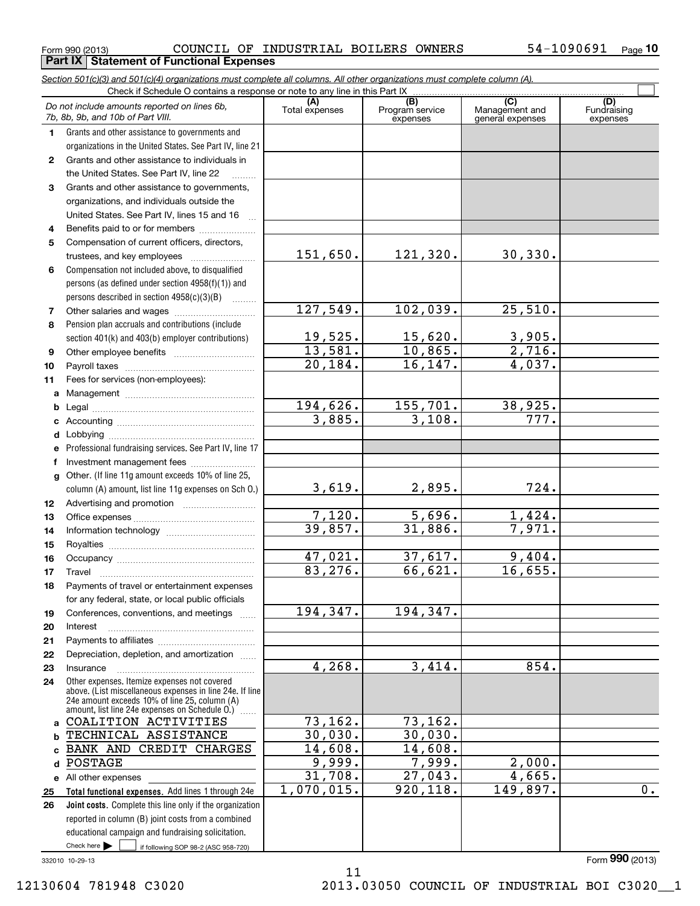Form 990 (2013) COUNCIL OF INDUSTRIAL BOILERS OWNERS 54-1090691 Page **10**

**Part IX Statement of Functional Expenses**

*Section 501(c)(3) and 501(c)(4) organizations must complete all columns. All other organizations must complete column (A).*

Check if Schedule O contains a response or note to any line in this Part IX

| *Do not include amounts reported on lines 6b, 7b, 8b, 9b, and 10b of Part VIII.* | (A) Total expenses | (B) Program service expenses | (C) Management and general expenses | (D) Fundraising expenses |
|---|---|---|---|---|
| **1** Grants and other assistance to governments and organizations in the United States. See Part IV, line 21 | | | | |
| **2** Grants and other assistance to individuals in the United States. See Part IV, line 22 | | | | |
| **3** Grants and other assistance to governments, organizations, and individuals outside the United States. See Part IV, lines 15 and 16 | | | | |
| **4** Benefits paid to or for members | | | | |
| **5** Compensation of current officers, directors, trustees, and key employees | 151,650. | 121,320. | 30,330. | |
| **6** Compensation not included above, to disqualified persons (as defined under section 4958(f)(1)) and persons described in section 4958(c)(3)(B) | | | | |
| **7** Other salaries and wages | 127,549. | 102,039. | 25,510. | |
| **8** Pension plan accruals and contributions (include section 401(k) and 403(b) employer contributions) | 19,525. | 15,620. | 3,905. | |
| **9** Other employee benefits | 13,581. | 10,865. | 2,716. | |
| **10** Payroll taxes | 20,184. | 16,147. | 4,037. | |
| **11** Fees for services (non-employees): | | | | |
| **a** Management | | | | |
| **b** Legal | 194,626. | 155,701. | 38,925. | |
| **c** Accounting | 3,885. | 3,108. | 777. | |
| **d** Lobbying | | | | |
| **e** Professional fundraising services. See Part IV, line 17 | | | | |
| **f** Investment management fees | | | | |
| **g** Other. (If line 11g amount exceeds 10% of line 25, column (A) amount, list line 11g expenses on Sch O.) | 3,619. | 2,895. | 724. | |
| **12** Advertising and promotion | | | | |
| **13** Office expenses | 7,120. | 5,696. | 1,424. | |
| **14** Information technology | 39,857. | 31,886. | 7,971. | |
| **15** Royalties | | | | |
| **16** Occupancy | 47,021. | 37,617. | 9,404. | |
| **17** Travel | 83,276. | 66,621. | 16,655. | |
| **18** Payments of travel or entertainment expenses for any federal, state, or local public officials | | | | |
| **19** Conferences, conventions, and meetings | 194,347. | 194,347. | | |
| **20** Interest | | | | |
| **21** Payments to affiliates | | | | |
| **22** Depreciation, depletion, and amortization | | | | |
| **23** Insurance | 4,268. | 3,414. | 854. | |
| **24** Other expenses. Itemize expenses not covered above. (List miscellaneous expenses in line 24e. If line 24e amount exceeds 10% of line 25, column (A) amount, list line 24e expenses on Schedule O.) | | | | |
| **a** COALITION ACTIVITIES | 73,162. | 73,162. | | |
| **b** TECHNICAL ASSISTANCE | 30,030. | 30,030. | | |
| **c** BANK AND CREDIT CHARGES | 14,608. | 14,608. | | |
| **d** POSTAGE | 9,999. | 7,999. | 2,000. | |
| **e** All other expenses | 31,708. | 27,043. | 4,665. | |
| **25 Total functional expenses.** Add lines 1 through 24e | 1,070,015. | 920,118. | 149,897. | 0. |
| **26 Joint costs.** Complete this line only if the organization reported in column (B) joint costs from a combined educational campaign and fundraising solicitation. Check here ▶ ☐ if following SOP 98-2 (ASC 958-720) | | | | |

332010 10-29-13

Form **990** (2013)

12130604 781948 C3020 2013.03050 COUNCIL OF INDUSTRIAL BOI C3020__1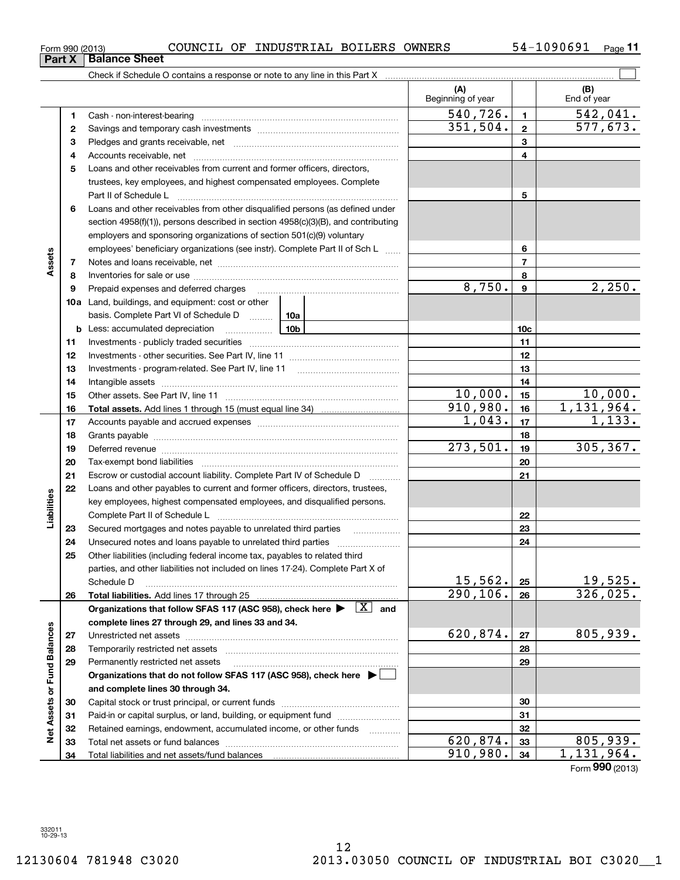Form 990 (2013) COUNCIL OF INDUSTRIAL BOILERS OWNERS 54-1090691 Page **11**

## Part X | Balance Sheet

Check if Schedule O contains a response or note to any line in this Part X

| | | | (A) Beginning of year | | (B) End of year |
|---|---|---|---|---|---|
| **Assets** | 1 | Cash - non-interest-bearing | 540,726. | 1 | 542,041. |
| | 2 | Savings and temporary cash investments | 351,504. | 2 | 577,673. |
| | 3 | Pledges and grants receivable, net | | 3 | |
| | 4 | Accounts receivable, net | | 4 | |
| | 5 | Loans and other receivables from current and former officers, directors, trustees, key employees, and highest compensated employees. Complete Part II of Schedule L | | 5 | |
| | 6 | Loans and other receivables from other disqualified persons (as defined under section 4958(f)(1)), persons described in section 4958(c)(3)(B), and contributing employers and sponsoring organizations of section 501(c)(9) voluntary employees' beneficiary organizations (see instr). Complete Part II of Sch L | | 6 | |
| | 7 | Notes and loans receivable, net | | 7 | |
| | 8 | Inventories for sale or use | | 8 | |
| | 9 | Prepaid expenses and deferred charges | 8,750. | 9 | 2,250. |
| | 10a | Land, buildings, and equipment: cost or other basis. Complete Part VI of Schedule D — 10a | | | |
| | b | Less: accumulated depreciation — 10b | | 10c | |
| | 11 | Investments - publicly traded securities | | 11 | |
| | 12 | Investments - other securities. See Part IV, line 11 | | 12 | |
| | 13 | Investments - program-related. See Part IV, line 11 | | 13 | |
| | 14 | Intangible assets | | 14 | |
| | 15 | Other assets. See Part IV, line 11 | 10,000. | 15 | 10,000. |
| | 16 | **Total assets.** Add lines 1 through 15 (must equal line 34) | 910,980. | 16 | 1,131,964. |
| **Liabilities** | 17 | Accounts payable and accrued expenses | 1,043. | 17 | 1,133. |
| | 18 | Grants payable | | 18 | |
| | 19 | Deferred revenue | 273,501. | 19 | 305,367. |
| | 20 | Tax-exempt bond liabilities | | 20 | |
| | 21 | Escrow or custodial account liability. Complete Part IV of Schedule D | | 21 | |
| | 22 | Loans and other payables to current and former officers, directors, trustees, key employees, highest compensated employees, and disqualified persons. Complete Part II of Schedule L | | 22 | |
| | 23 | Secured mortgages and notes payable to unrelated third parties | | 23 | |
| | 24 | Unsecured notes and loans payable to unrelated third parties | | 24 | |
| | 25 | Other liabilities (including federal income tax, payables to related third parties, and other liabilities not included on lines 17-24). Complete Part X of Schedule D | 15,562. | 25 | 19,525. |
| | 26 | **Total liabilities.** Add lines 17 through 25 | 290,106. | 26 | 326,025. |
| **Net Assets or Fund Balances** | | **Organizations that follow SFAS 117 (ASC 958), check here ▶ [X] and complete lines 27 through 29, and lines 33 and 34.** | | | |
| | 27 | Unrestricted net assets | 620,874. | 27 | 805,939. |
| | 28 | Temporarily restricted net assets | | 28 | |
| | 29 | Permanently restricted net assets | | 29 | |
| | | **Organizations that do not follow SFAS 117 (ASC 958), check here ▶ [ ] and complete lines 30 through 34.** | | | |
| | 30 | Capital stock or trust principal, or current funds | | 30 | |
| | 31 | Paid-in or capital surplus, or land, building, or equipment fund | | 31 | |
| | 32 | Retained earnings, endowment, accumulated income, or other funds | | 32 | |
| | 33 | Total net assets or fund balances | 620,874. | 33 | 805,939. |
| | 34 | Total liabilities and net assets/fund balances | 910,980. | 34 | 1,131,964. |

Form **990** (2013)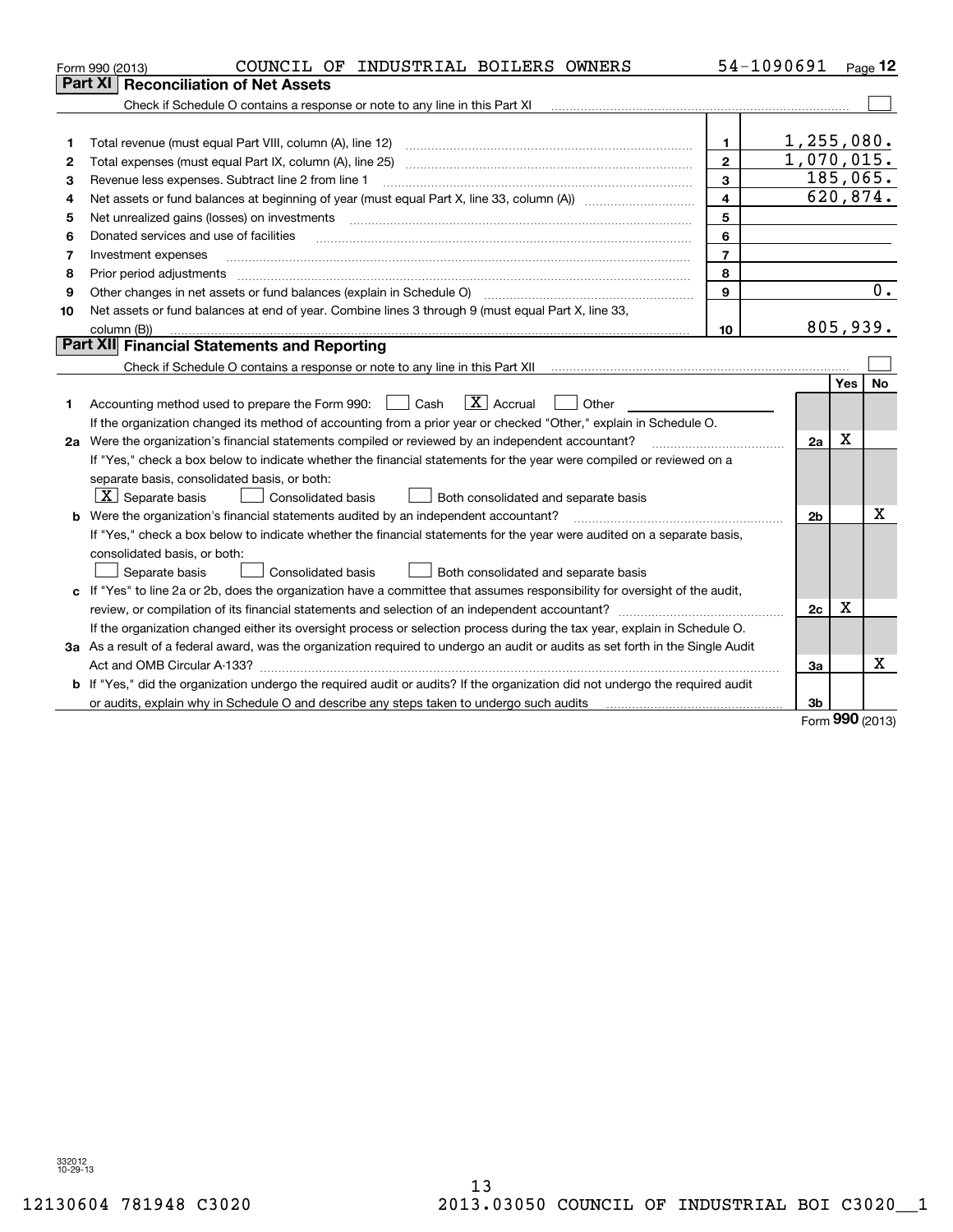Form 990 (2013) COUNCIL OF INDUSTRIAL BOILERS OWNERS 54-1090691 Page **12**

## Part XI Reconciliation of Net Assets

Check if Schedule O contains a response or note to any line in this Part XI ☐

| | | | |
|---|---|---|---|
| 1 | Total revenue (must equal Part VIII, column (A), line 12) | 1 | 1,255,080. |
| 2 | Total expenses (must equal Part IX, column (A), line 25) | 2 | 1,070,015. |
| 3 | Revenue less expenses. Subtract line 2 from line 1 | 3 | 185,065. |
| 4 | Net assets or fund balances at beginning of year (must equal Part X, line 33, column (A)) | 4 | 620,874. |
| 5 | Net unrealized gains (losses) on investments | 5 | |
| 6 | Donated services and use of facilities | 6 | |
| 7 | Investment expenses | 7 | |
| 8 | Prior period adjustments | 8 | |
| 9 | Other changes in net assets or fund balances (explain in Schedule O) | 9 | 0. |
| 10 | Net assets or fund balances at end of year. Combine lines 3 through 9 (must equal Part X, line 33, column (B)) | 10 | 805,939. |

## Part XII Financial Statements and Reporting

Check if Schedule O contains a response or note to any line in this Part XII ☐

| | | | Yes | No |
|---|---|---|---|---|
| 1 | Accounting method used to prepare the Form 990: ☐ Cash ☒ Accrual ☐ Other<br>If the organization changed its method of accounting from a prior year or checked "Other," explain in Schedule O. | | | |
| 2a | Were the organization's financial statements compiled or reviewed by an independent accountant? | 2a | X | |
| | If "Yes," check a box below to indicate whether the financial statements for the year were compiled or reviewed on a separate basis, consolidated basis, or both:<br>☒ Separate basis ☐ Consolidated basis ☐ Both consolidated and separate basis | | | |
| b | Were the organization's financial statements audited by an independent accountant? | 2b | | X |
| | If "Yes," check a box below to indicate whether the financial statements for the year were audited on a separate basis, consolidated basis, or both:<br>☐ Separate basis ☐ Consolidated basis ☐ Both consolidated and separate basis | | | |
| c | If "Yes" to line 2a or 2b, does the organization have a committee that assumes responsibility for oversight of the audit, review, or compilation of its financial statements and selection of an independent accountant? | 2c | X | |
| | If the organization changed either its oversight process or selection process during the tax year, explain in Schedule O. | | | |
| 3a | As a result of a federal award, was the organization required to undergo an audit or audits as set forth in the Single Audit Act and OMB Circular A-133? | 3a | | X |
| b | If "Yes," did the organization undergo the required audit or audits? If the organization did not undergo the required audit or audits, explain why in Schedule O and describe any steps taken to undergo such audits | 3b | | |

Form **990** (2013)

332012 10-29-13

12130604 781948 C3020 2013.03050 COUNCIL OF INDUSTRIAL BOI C3020__1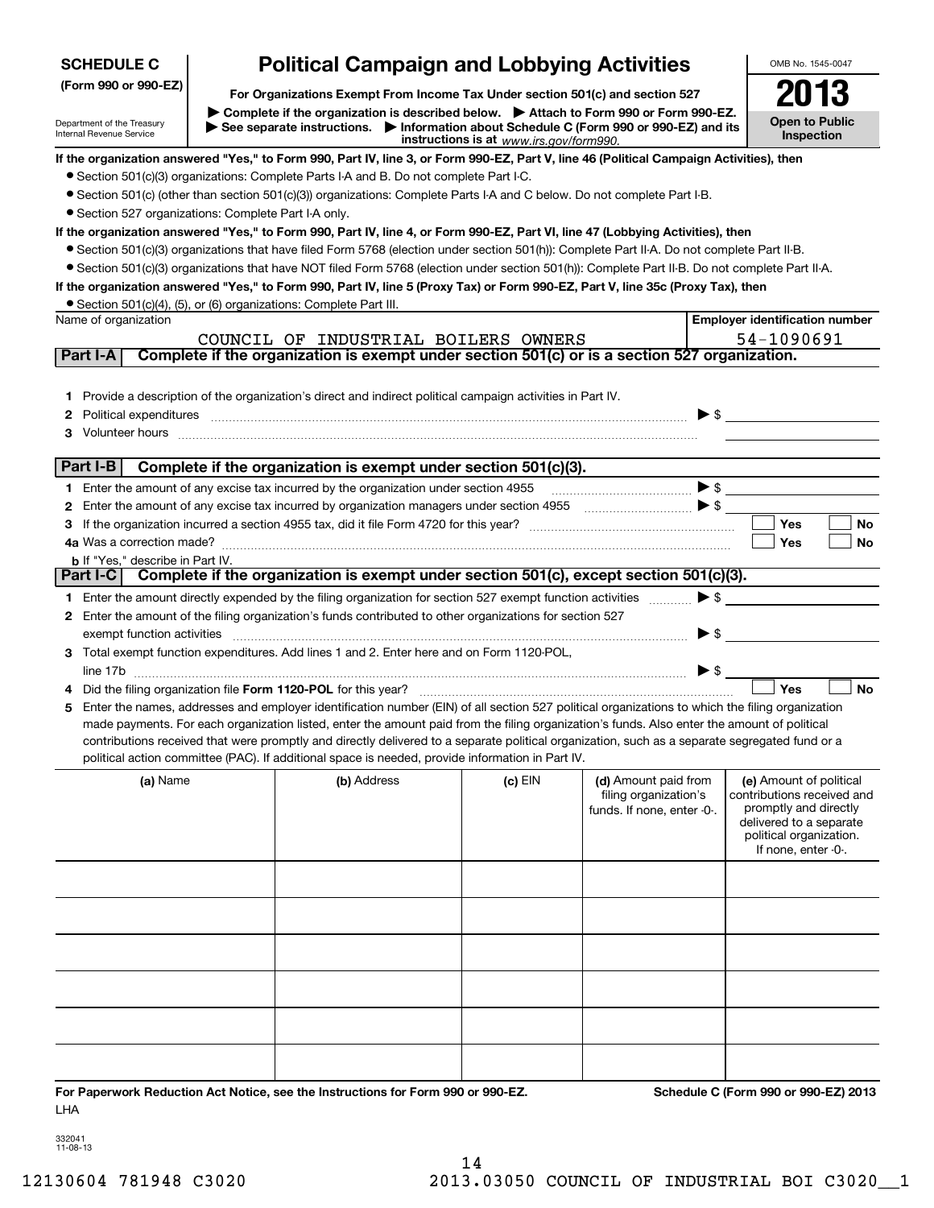**SCHEDULE C**
**(Form 990 or 990-EZ)**

Department of the Treasury
Internal Revenue Service

# Political Campaign and Lobbying Activities

**For Organizations Exempt From Income Tax Under section 501(c) and section 527**

▶ **Complete if the organization is described below.** ▶ **Attach to Form 990 or Form 990-EZ.**
▶ **See separate instructions.** ▶ **Information about Schedule C (Form 990 or 990-EZ) and its instructions is at** *www.irs.gov/form990.*

OMB No. 1545-0047

**2013**

**Open to Public Inspection**

**If the organization answered "Yes," to Form 990, Part IV, line 3, or Form 990-EZ, Part V, line 46 (Political Campaign Activities), then**

- Section 501(c)(3) organizations: Complete Parts I-A and B. Do not complete Part I-C.
- Section 501(c) (other than section 501(c)(3)) organizations: Complete Parts I-A and C below. Do not complete Part I-B.
- Section 527 organizations: Complete Part I-A only.

**If the organization answered "Yes," to Form 990, Part IV, line 4, or Form 990-EZ, Part VI, line 47 (Lobbying Activities), then**

- Section 501(c)(3) organizations that have filed Form 5768 (election under section 501(h)): Complete Part II-A. Do not complete Part II-B.
- Section 501(c)(3) organizations that have NOT filed Form 5768 (election under section 501(h)): Complete Part II-B. Do not complete Part II-A.

**If the organization answered "Yes," to Form 990, Part IV, line 5 (Proxy Tax) or Form 990-EZ, Part V, line 35c (Proxy Tax), then**

- Section 501(c)(4), (5), or (6) organizations: Complete Part III.

| Name of organization | Employer identification number |
|---|---|
| COUNCIL OF INDUSTRIAL BOILERS OWNERS | 54-1090691 |

## Part I-A | Complete if the organization is exempt under section 501(c) or is a section 527 organization.

1 Provide a description of the organization's direct and indirect political campaign activities in Part IV.
2 Political expenditures ▶ $
3 Volunteer hours

## Part I-B | Complete if the organization is exempt under section 501(c)(3).

1 Enter the amount of any excise tax incurred by the organization under section 4955 ▶ $
2 Enter the amount of any excise tax incurred by organization managers under section 4955 ▶ $
3 If the organization incurred a section 4955 tax, did it file Form 4720 for this year? ☐ Yes ☐ No
4a Was a correction made? ☐ Yes ☐ No
**b** If "Yes," describe in Part IV.

## Part I-C | Complete if the organization is exempt under section 501(c), except section 501(c)(3).

1 Enter the amount directly expended by the filing organization for section 527 exempt function activities ▶ $
2 Enter the amount of the filing organization's funds contributed to other organizations for section 527 exempt function activities ▶ $
3 Total exempt function expenditures. Add lines 1 and 2. Enter here and on Form 1120-POL, line 17b ▶ $
4 Did the filing organization file **Form 1120-POL** for this year? ☐ Yes ☐ No
5 Enter the names, addresses and employer identification number (EIN) of all section 527 political organizations to which the filing organization made payments. For each organization listed, enter the amount paid from the filing organization's funds. Also enter the amount of political contributions received that were promptly and directly delivered to a separate political organization, such as a separate segregated fund or a political action committee (PAC). If additional space is needed, provide information in Part IV.

| (a) Name | (b) Address | (c) EIN | (d) Amount paid from filing organization's funds. If none, enter -0-. | (e) Amount of political contributions received and promptly and directly delivered to a separate political organization. If none, enter -0-. |
|---|---|---|---|---|
| | | | | |
| | | | | |
| | | | | |
| | | | | |
| | | | | |
| | | | | |

**For Paperwork Reduction Act Notice, see the Instructions for Form 990 or 990-EZ.** **Schedule C (Form 990 or 990-EZ) 2013**
LHA

332041
11-08-13

12130604 781948 C3020 2013.03050 COUNCIL OF INDUSTRIAL BOI C3020__1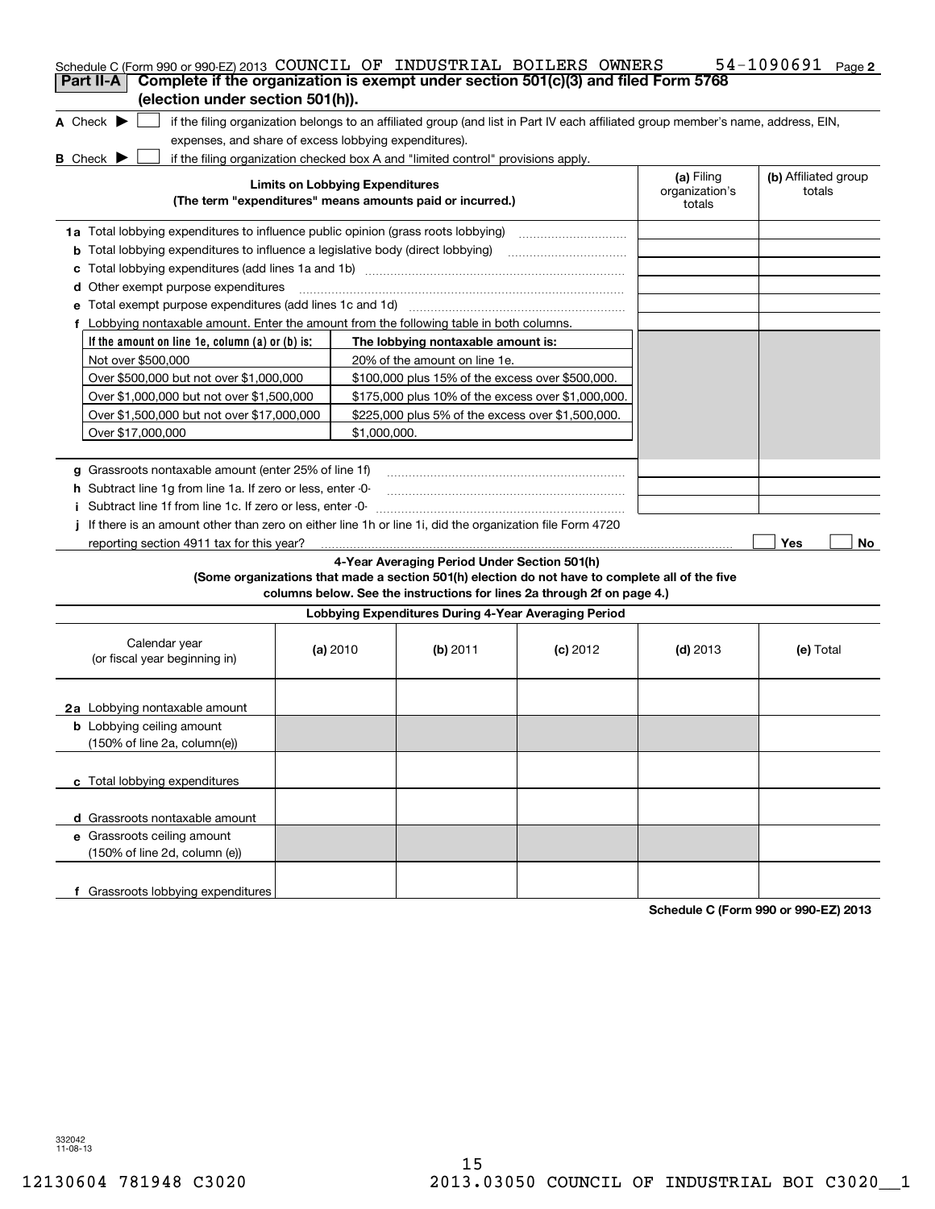Schedule C (Form 990 or 990-EZ) 2013 COUNCIL OF INDUSTRIAL BOILERS OWNERS 54-1090691 Page 2

## Part II-A Complete if the organization is exempt under section 501(c)(3) and filed Form 5768 (election under section 501(h)).

**A** Check ▶ ☐ if the filing organization belongs to an affiliated group (and list in Part IV each affiliated group member's name, address, EIN, expenses, and share of excess lobbying expenditures).

**B** Check ▶ ☐ if the filing organization checked box A and "limited control" provisions apply.

| **Limits on Lobbying Expenditures** (The term "expenditures" means amounts paid or incurred.) | **(a)** Filing organization's totals | **(b)** Affiliated group totals |
|---|---|---|
| **1a** Total lobbying expenditures to influence public opinion (grass roots lobbying) | | |
| **b** Total lobbying expenditures to influence a legislative body (direct lobbying) | | |
| **c** Total lobbying expenditures (add lines 1a and 1b) | | |
| **d** Other exempt purpose expenditures | | |
| **e** Total exempt purpose expenditures (add lines 1c and 1d) | | |
| **f** Lobbying nontaxable amount. Enter the amount from the following table in both columns. | | |

| If the amount on line 1e, column (a) or (b) is: | The lobbying nontaxable amount is: |
|---|---|
| Not over $500,000 | 20% of the amount on line 1e. |
| Over $500,000 but not over $1,000,000 | $100,000 plus 15% of the excess over $500,000. |
| Over $1,000,000 but not over $1,500,000 | $175,000 plus 10% of the excess over $1,000,000. |
| Over $1,500,000 but not over $17,000,000 | $225,000 plus 5% of the excess over $1,500,000. |
| Over $17,000,000 | $1,000,000. |

| | (a) | (b) |
|---|---|---|
| **g** Grassroots nontaxable amount (enter 25% of line 1f) | | |
| **h** Subtract line 1g from line 1a. If zero or less, enter -0- | | |
| **i** Subtract line 1f from line 1c. If zero or less, enter -0- | | |
| **j** If there is an amount other than zero on either line 1h or line 1i, did the organization file Form 4720 reporting section 4911 tax for this year? | ☐ Yes | ☐ No |

### 4-Year Averaging Period Under Section 501(h)

**(Some organizations that made a section 501(h) election do not have to complete all of the five columns below. See the instructions for lines 2a through 2f on page 4.)**

**Lobbying Expenditures During 4-Year Averaging Period**

| Calendar year (or fiscal year beginning in) | **(a)** 2010 | **(b)** 2011 | **(c)** 2012 | **(d)** 2013 | **(e)** Total |
|---|---|---|---|---|---|
| **2a** Lobbying nontaxable amount | | | | | |
| **b** Lobbying ceiling amount (150% of line 2a, column(e)) | | | | | |
| **c** Total lobbying expenditures | | | | | |
| **d** Grassroots nontaxable amount | | | | | |
| **e** Grassroots ceiling amount (150% of line 2d, column (e)) | | | | | |
| **f** Grassroots lobbying expenditures | | | | | |

**Schedule C (Form 990 or 990-EZ) 2013**

332042 11-08-13

12130604 781948 C3020 2013.03050 COUNCIL OF INDUSTRIAL BOI C3020__1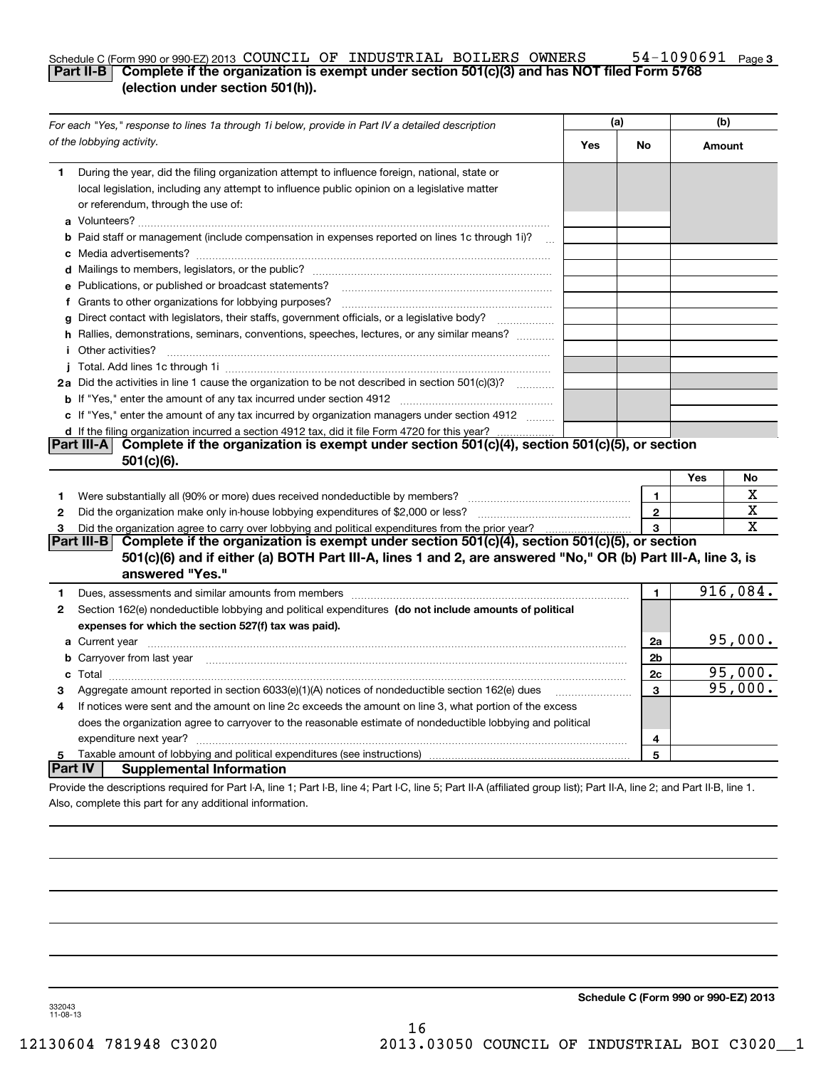Schedule C (Form 990 or 990-EZ) 2013 COUNCIL OF INDUSTRIAL BOILERS OWNERS 54-1090691 Page 3

## Part II-B Complete if the organization is exempt under section 501(c)(3) and has NOT filed Form 5768 (election under section 501(h)).

| *For each "Yes," response to lines 1a through 1i below, provide in Part IV a detailed description of the lobbying activity.* | (a) Yes | (a) No | (b) Amount |
|---|---|---|---|
| **1** During the year, did the filing organization attempt to influence foreign, national, state or local legislation, including any attempt to influence public opinion on a legislative matter or referendum, through the use of: | | | |
| **a** Volunteers? | | | |
| **b** Paid staff or management (include compensation in expenses reported on lines 1c through 1i)? | | | |
| **c** Media advertisements? | | | |
| **d** Mailings to members, legislators, or the public? | | | |
| **e** Publications, or published or broadcast statements? | | | |
| **f** Grants to other organizations for lobbying purposes? | | | |
| **g** Direct contact with legislators, their staffs, government officials, or a legislative body? | | | |
| **h** Rallies, demonstrations, seminars, conventions, speeches, lectures, or any similar means? | | | |
| **i** Other activities? | | | |
| **j** Total. Add lines 1c through 1i | | | |
| **2a** Did the activities in line 1 cause the organization to be not described in section 501(c)(3)? | | | |
| **b** If "Yes," enter the amount of any tax incurred under section 4912 | | | |
| **c** If "Yes," enter the amount of any tax incurred by organization managers under section 4912 | | | |
| **d** If the filing organization incurred a section 4912 tax, did it file Form 4720 for this year? | | | |

## Part III-A Complete if the organization is exempt under section 501(c)(4), section 501(c)(5), or section 501(c)(6).

| | | | Yes | No |
|---|---|---|---|---|
| **1** | Were substantially all (90% or more) dues received nondeductible by members? | 1 | | X |
| **2** | Did the organization make only in-house lobbying expenditures of $2,000 or less? | 2 | | X |
| **3** | Did the organization agree to carry over lobbying and political expenditures from the prior year? | 3 | | X |

## Part III-B Complete if the organization is exempt under section 501(c)(4), section 501(c)(5), or section 501(c)(6) and if either (a) BOTH Part III-A, lines 1 and 2, are answered "No," OR (b) Part III-A, line 3, is answered "Yes."

| | | | |
|---|---|---|---|
| **1** | Dues, assessments and similar amounts from members | 1 | 916,084. |
| **2** | Section 162(e) nondeductible lobbying and political expenditures **(do not include amounts of political expenses for which the section 527(f) tax was paid).** | | |
| **a** | Current year | 2a | 95,000. |
| **b** | Carryover from last year | 2b | |
| **c** | Total | 2c | 95,000. |
| **3** | Aggregate amount reported in section 6033(e)(1)(A) notices of nondeductible section 162(e) dues | 3 | 95,000. |
| **4** | If notices were sent and the amount on line 2c exceeds the amount on line 3, what portion of the excess does the organization agree to carryover to the reasonable estimate of nondeductible lobbying and political expenditure next year? | 4 | |
| **5** | Taxable amount of lobbying and political expenditures (see instructions) | 5 | |

## Part IV Supplemental Information

Provide the descriptions required for Part I-A, line 1; Part I-B, line 4; Part I-C, line 5; Part II-A (affiliated group list); Part II-A, line 2; and Part II-B, line 1. Also, complete this part for any additional information.

**Schedule C (Form 990 or 990-EZ) 2013**

332043 11-08-13

12130604 781948 C3020 2013.03050 COUNCIL OF INDUSTRIAL BOI C3020__1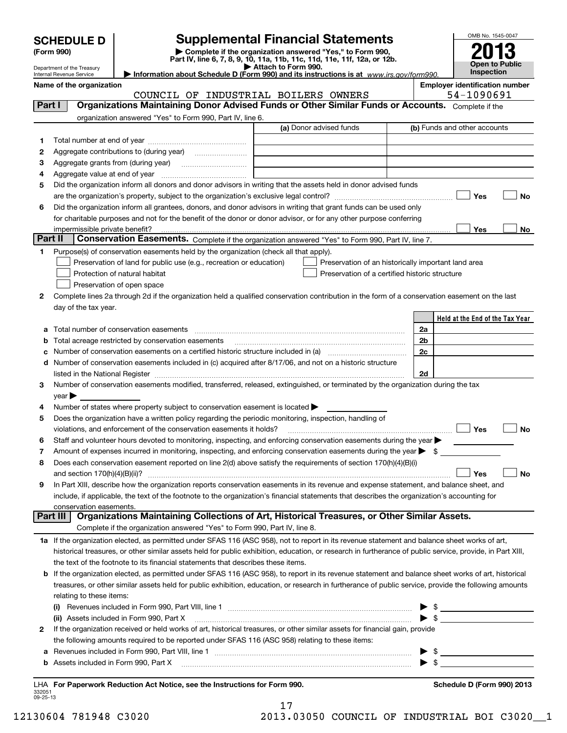# SCHEDULE D (Form 990)

Department of the Treasury
Internal Revenue Service

## Supplemental Financial Statements

▶ Complete if the organization answered "Yes," to Form 990, Part IV, line 6, 7, 8, 9, 10, 11a, 11b, 11c, 11d, 11e, 11f, 12a, or 12b.
▶ Attach to Form 990.
▶ Information about Schedule D (Form 990) and its instructions is at *www.irs.gov/form990.*

OMB No. 1545-0047

**2013**

**Open to Public Inspection**

**Name of the organization:** COUNCIL OF INDUSTRIAL BOILERS OWNERS

**Employer identification number:** 54-1090691

## Part I — Organizations Maintaining Donor Advised Funds or Other Similar Funds or Accounts.

Complete if the organization answered "Yes" to Form 990, Part IV, line 6.

| | | (a) Donor advised funds | (b) Funds and other accounts |
|---|---|---|---|
| 1 | Total number at end of year | | |
| 2 | Aggregate contributions to (during year) | | |
| 3 | Aggregate grants from (during year) | | |
| 4 | Aggregate value at end of year | | |

5 Did the organization inform all donors and donor advisors in writing that the assets held in donor advised funds are the organization's property, subject to the organization's exclusive legal control? ☐ Yes ☐ No

6 Did the organization inform all grantees, donors, and donor advisors in writing that grant funds can be used only for charitable purposes and not for the benefit of the donor or donor advisor, or for any other purpose conferring impermissible private benefit? ☐ Yes ☐ No

## Part II — Conservation Easements.

Complete if the organization answered "Yes" to Form 990, Part IV, line 7.

1 Purpose(s) of conservation easements held by the organization (check all that apply).

- ☐ Preservation of land for public use (e.g., recreation or education)
- ☐ Preservation of an historically important land area
- ☐ Protection of natural habitat
- ☐ Preservation of a certified historic structure
- ☐ Preservation of open space

2 Complete lines 2a through 2d if the organization held a qualified conservation contribution in the form of a conservation easement on the last day of the tax year.

| | | | Held at the End of the Tax Year |
|---|---|---|---|
| a | Total number of conservation easements | 2a | |
| b | Total acreage restricted by conservation easements | 2b | |
| c | Number of conservation easements on a certified historic structure included in (a) | 2c | |
| d | Number of conservation easements included in (c) acquired after 8/17/06, and not on a historic structure listed in the National Register | 2d | |

3 Number of conservation easements modified, transferred, released, extinguished, or terminated by the organization during the tax year ▶

4 Number of states where property subject to conservation easement is located ▶

5 Does the organization have a written policy regarding the periodic monitoring, inspection, handling of violations, and enforcement of the conservation easements it holds? ☐ Yes ☐ No

6 Staff and volunteer hours devoted to monitoring, inspecting, and enforcing conservation easements during the year ▶

7 Amount of expenses incurred in monitoring, inspecting, and enforcing conservation easements during the year ▶ $

8 Does each conservation easement reported on line 2(d) above satisfy the requirements of section 170(h)(4)(B)(i) and section 170(h)(4)(B)(ii)? ☐ Yes ☐ No

9 In Part XIII, describe how the organization reports conservation easements in its revenue and expense statement, and balance sheet, and include, if applicable, the text of the footnote to the organization's financial statements that describes the organization's accounting for conservation easements.

## Part III — Organizations Maintaining Collections of Art, Historical Treasures, or Other Similar Assets.

Complete if the organization answered "Yes" to Form 990, Part IV, line 8.

1a If the organization elected, as permitted under SFAS 116 (ASC 958), not to report in its revenue statement and balance sheet works of art, historical treasures, or other similar assets held for public exhibition, education, or research in furtherance of public service, provide, in Part XIII, the text of the footnote to its financial statements that describes these items.

b If the organization elected, as permitted under SFAS 116 (ASC 958), to report in its revenue statement and balance sheet works of art, historical treasures, or other similar assets held for public exhibition, education, or research in furtherance of public service, provide the following amounts relating to these items:

(i) Revenues included in Form 990, Part VIII, line 1 ▶ $

(ii) Assets included in Form 990, Part X ▶ $

2 If the organization received or held works of art, historical treasures, or other similar assets for financial gain, provide the following amounts required to be reported under SFAS 116 (ASC 958) relating to these items:

a Revenues included in Form 990, Part VIII, line 1 ▶ $

b Assets included in Form 990, Part X ▶ $

LHA **For Paperwork Reduction Act Notice, see the Instructions for Form 990.** **Schedule D (Form 990) 2013**

332051 09-25-13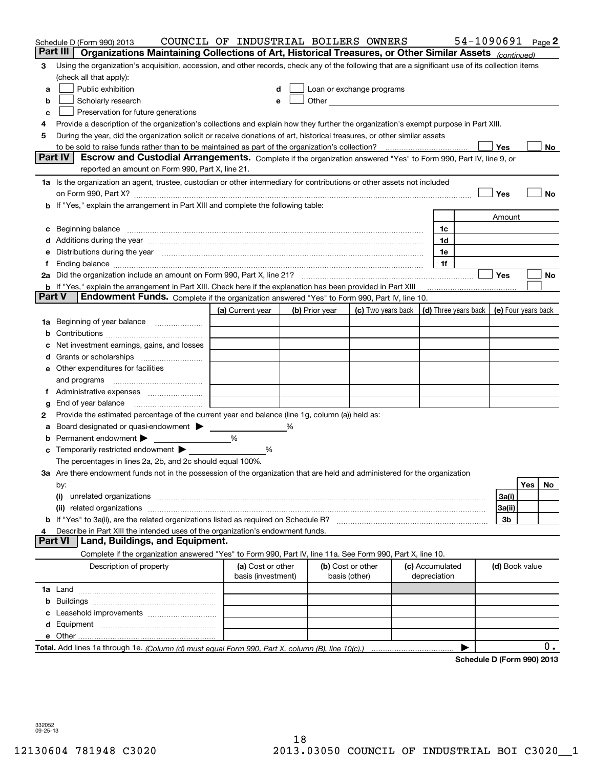Schedule D (Form 990) 2013 COUNCIL OF INDUSTRIAL BOILERS OWNERS 54-1090691 Page 2

## Part III Organizations Maintaining Collections of Art, Historical Treasures, or Other Similar Assets *(continued)*

**3** Using the organization's acquisition, accession, and other records, check any of the following that are a significant use of its collection items (check all that apply):

- **a** ☐ Public exhibition
- **b** ☐ Scholarly research
- **c** ☐ Preservation for future generations
- **d** ☐ Loan or exchange programs
- **e** ☐ Other

**4** Provide a description of the organization's collections and explain how they further the organization's exempt purpose in Part XIII.

**5** During the year, did the organization solicit or receive donations of art, historical treasures, or other similar assets to be sold to raise funds rather than to be maintained as part of the organization's collection? ☐ Yes ☐ No

## Part IV Escrow and Custodial Arrangements.

Complete if the organization answered "Yes" to Form 990, Part IV, line 9, or reported an amount on Form 990, Part X, line 21.

**1a** Is the organization an agent, trustee, custodian or other intermediary for contributions or other assets not included on Form 990, Part X? ☐ Yes ☐ No

**b** If "Yes," explain the arrangement in Part XIII and complete the following table:

| | | | Amount |
|---|---|---|---|
| **c** | Beginning balance | 1c | |
| **d** | Additions during the year | 1d | |
| **e** | Distributions during the year | 1e | |
| **f** | Ending balance | 1f | |

**2a** Did the organization include an amount on Form 990, Part X, line 21? ☐ Yes ☐ No

**b** If "Yes," explain the arrangement in Part XIII. Check here if the explanation has been provided in Part XIII ☐

## Part V Endowment Funds.

Complete if the organization answered "Yes" to Form 990, Part IV, line 10.

| | (a) Current year | (b) Prior year | (c) Two years back | (d) Three years back | (e) Four years back |
|---|---|---|---|---|---|
| **1a** Beginning of year balance | | | | | |
| **b** Contributions | | | | | |
| **c** Net investment earnings, gains, and losses | | | | | |
| **d** Grants or scholarships | | | | | |
| **e** Other expenditures for facilities and programs | | | | | |
| **f** Administrative expenses | | | | | |
| **g** End of year balance | | | | | |

**2** Provide the estimated percentage of the current year end balance (line 1g, column (a)) held as:

- **a** Board designated or quasi-endowment ▶ ______ %
- **b** Permanent endowment ▶ ______ %
- **c** Temporarily restricted endowment ▶ ______ %

The percentages in lines 2a, 2b, and 2c should equal 100%.

**3a** Are there endowment funds not in the possession of the organization that are held and administered for the organization by:

| | | Yes | No |
|---|---|---|---|
| **(i)** unrelated organizations | 3a(i) | | |
| **(ii)** related organizations | 3a(ii) | | |
| **b** If "Yes" to 3a(ii), are the related organizations listed as required on Schedule R? | 3b | | |

**4** Describe in Part XIII the intended uses of the organization's endowment funds.

## Part VI Land, Buildings, and Equipment.

Complete if the organization answered "Yes" to Form 990, Part IV, line 11a. See Form 990, Part X, line 10.

| Description of property | (a) Cost or other basis (investment) | (b) Cost or other basis (other) | (c) Accumulated depreciation | (d) Book value |
|---|---|---|---|---|
| **1a** Land | | | | |
| **b** Buildings | | | | |
| **c** Leasehold improvements | | | | |
| **d** Equipment | | | | |
| **e** Other | | | | |
| **Total.** Add lines 1a through 1e. *(Column (d) must equal Form 990, Part X, column (B), line 10(c).)* | | | ▶ | 0. |

**Schedule D (Form 990) 2013**

332052 09-25-13

12130604 781948 C3020 2013.03050 COUNCIL OF INDUSTRIAL BOI C3020__1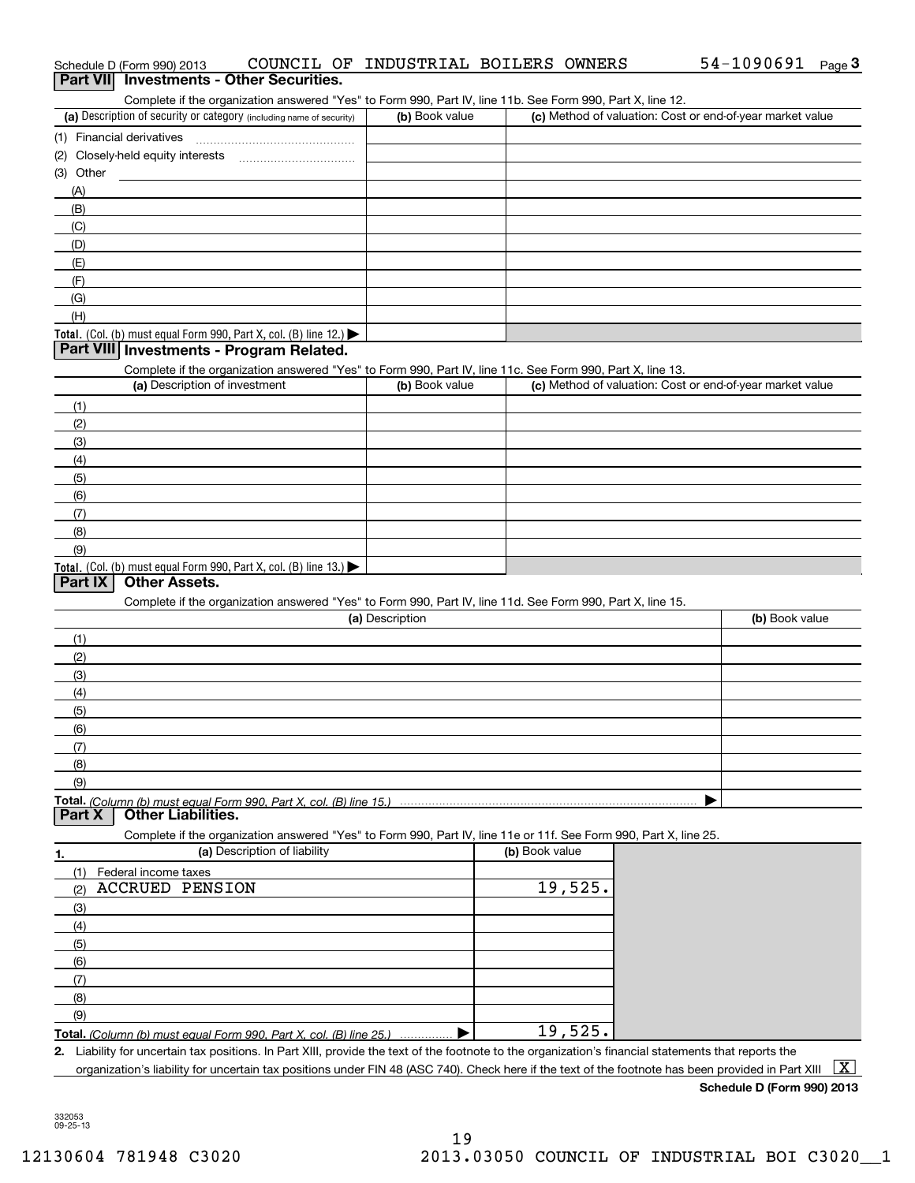Schedule D (Form 990) 2013 COUNCIL OF INDUSTRIAL BOILERS OWNERS 54-1090691 Page 3

## Part VII Investments - Other Securities.

Complete if the organization answered "Yes" to Form 990, Part IV, line 11b. See Form 990, Part X, line 12.

| (a) Description of security or category (including name of security) | (b) Book value | (c) Method of valuation: Cost or end-of-year market value |
|---|---|---|
| (1) Financial derivatives | | |
| (2) Closely-held equity interests | | |
| (3) Other | | |
| (A) | | |
| (B) | | |
| (C) | | |
| (D) | | |
| (E) | | |
| (F) | | |
| (G) | | |
| (H) | | |
| **Total.** (Col. (b) must equal Form 990, Part X, col. (B) line 12.) ▶ | | |

## Part VIII Investments - Program Related.

Complete if the organization answered "Yes" to Form 990, Part IV, line 11c. See Form 990, Part X, line 13.

| (a) Description of investment | (b) Book value | (c) Method of valuation: Cost or end-of-year market value |
|---|---|---|
| (1) | | |
| (2) | | |
| (3) | | |
| (4) | | |
| (5) | | |
| (6) | | |
| (7) | | |
| (8) | | |
| (9) | | |
| **Total.** (Col. (b) must equal Form 990, Part X, col. (B) line 13.) ▶ | | |

## Part IX Other Assets.

Complete if the organization answered "Yes" to Form 990, Part IV, line 11d. See Form 990, Part X, line 15.

| (a) Description | (b) Book value |
|---|---|
| (1) | |
| (2) | |
| (3) | |
| (4) | |
| (5) | |
| (6) | |
| (7) | |
| (8) | |
| (9) | |
| **Total.** *(Column (b) must equal Form 990, Part X, col. (B) line 15.)* ▶ | |

## Part X Other Liabilities.

Complete if the organization answered "Yes" to Form 990, Part IV, line 11e or 11f. See Form 990, Part X, line 25.

| 1. (a) Description of liability | (b) Book value |
|---|---|
| (1) Federal income taxes | |
| (2) ACCRUED PENSION | 19,525. |
| (3) | |
| (4) | |
| (5) | |
| (6) | |
| (7) | |
| (8) | |
| (9) | |
| **Total.** *(Column (b) must equal Form 990, Part X, col. (B) line 25.)* ▶ | 19,525. |

2. Liability for uncertain tax positions. In Part XIII, provide the text of the footnote to the organization's financial statements that reports the organization's liability for uncertain tax positions under FIN 48 (ASC 740). Check here if the text of the footnote has been provided in Part XIII [X]

**Schedule D (Form 990) 2013**

332053 09-25-13

12130604 781948 C3020 2013.03050 COUNCIL OF INDUSTRIAL BOI C3020__1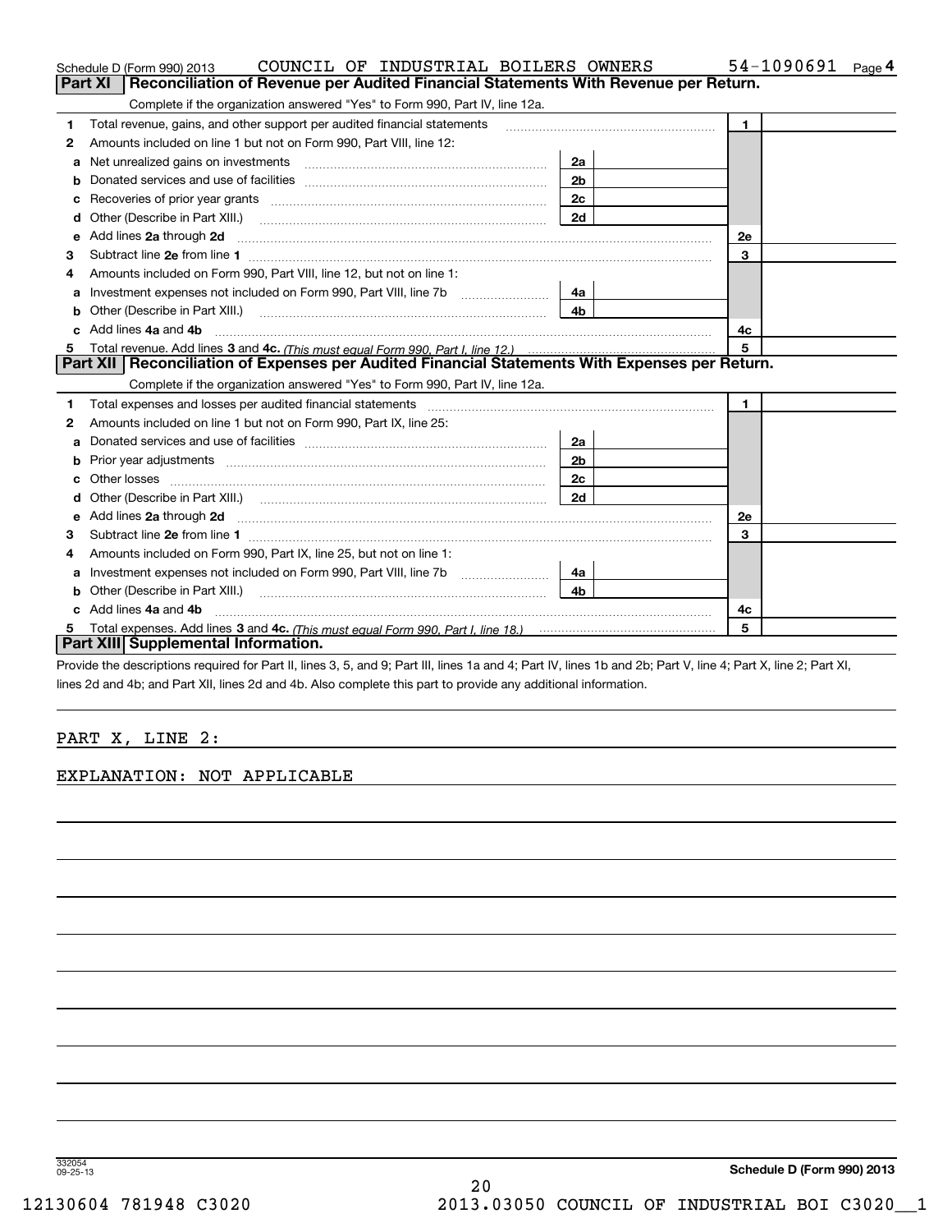Schedule D (Form 990) 2013 COUNCIL OF INDUSTRIAL BOILERS OWNERS 54-1090691 Page 4

## Part XI Reconciliation of Revenue per Audited Financial Statements With Revenue per Return.

Complete if the organization answered "Yes" to Form 990, Part IV, line 12a.

| | | | | | |
|---|---|---|---|---|---|
| 1 | Total revenue, gains, and other support per audited financial statements | | | 1 | |
| 2 | Amounts included on line 1 but not on Form 990, Part VIII, line 12: | | | | |
| a | Net unrealized gains on investments | 2a | | | |
| b | Donated services and use of facilities | 2b | | | |
| c | Recoveries of prior year grants | 2c | | | |
| d | Other (Describe in Part XIII.) | 2d | | | |
| e | Add lines 2a through 2d | | | 2e | |
| 3 | Subtract line 2e from line 1 | | | 3 | |
| 4 | Amounts included on Form 990, Part VIII, line 12, but not on line 1: | | | | |
| a | Investment expenses not included on Form 990, Part VIII, line 7b | 4a | | | |
| b | Other (Describe in Part XIII.) | 4b | | | |
| c | Add lines 4a and 4b | | | 4c | |
| 5 | Total revenue. Add lines 3 and 4c. *(This must equal Form 990, Part I, line 12.)* | | | 5 | |

## Part XII Reconciliation of Expenses per Audited Financial Statements With Expenses per Return.

Complete if the organization answered "Yes" to Form 990, Part IV, line 12a.

| | | | | | |
|---|---|---|---|---|---|
| 1 | Total expenses and losses per audited financial statements | | | 1 | |
| 2 | Amounts included on line 1 but not on Form 990, Part IX, line 25: | | | | |
| a | Donated services and use of facilities | 2a | | | |
| b | Prior year adjustments | 2b | | | |
| c | Other losses | 2c | | | |
| d | Other (Describe in Part XIII.) | 2d | | | |
| e | Add lines 2a through 2d | | | 2e | |
| 3 | Subtract line 2e from line 1 | | | 3 | |
| 4 | Amounts included on Form 990, Part IX, line 25, but not on line 1: | | | | |
| a | Investment expenses not included on Form 990, Part VIII, line 7b | 4a | | | |
| b | Other (Describe in Part XIII.) | 4b | | | |
| c | Add lines 4a and 4b | | | 4c | |
| 5 | Total expenses. Add lines 3 and 4c. *(This must equal Form 990, Part I, line 18.)* | | | 5 | |

## Part XIII Supplemental Information.

Provide the descriptions required for Part II, lines 3, 5, and 9; Part III, lines 1a and 4; Part IV, lines 1b and 2b; Part V, line 4; Part X, line 2; Part XI, lines 2d and 4b; and Part XII, lines 2d and 4b. Also complete this part to provide any additional information.

PART X, LINE 2:

EXPLANATION: NOT APPLICABLE

332054 09-25-13

Schedule D (Form 990) 2013

12130604 781948 C3020 2013.03050 COUNCIL OF INDUSTRIAL BOI C3020__1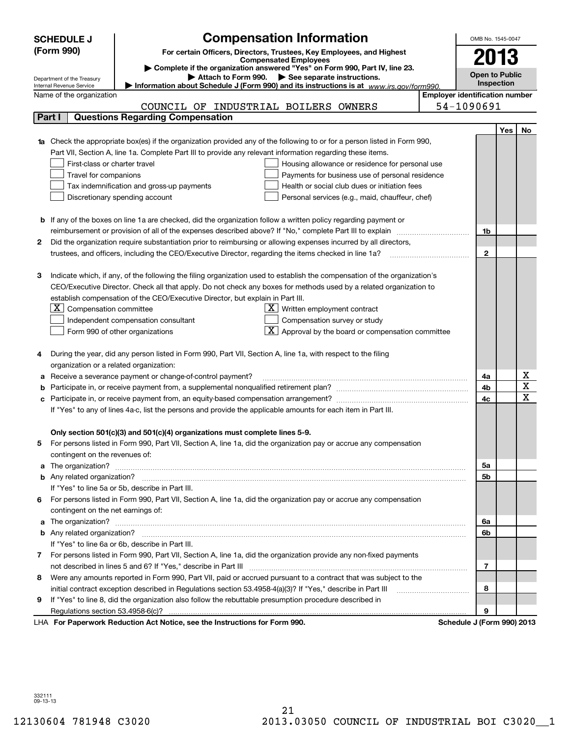**SCHEDULE J (Form 990)**

# Compensation Information

**For certain Officers, Directors, Trustees, Key Employees, and Highest Compensated Employees**

▶ Complete if the organization answered "Yes" on Form 990, Part IV, line 23.

▶ Attach to Form 990. ▶ See separate instructions.

▶ Information about Schedule J (Form 990) and its instructions is at www.irs.gov/form990.

Department of the Treasury
Internal Revenue Service

OMB No. 1545-0047

**2013**

**Open to Public Inspection**

Name of the organization: COUNCIL OF INDUSTRIAL BOILERS OWNERS

Employer identification number: 54-1090691

## Part I — Questions Regarding Compensation

| | | | Yes | No |
|---|---|---|---|---|
| **1a** | Check the appropriate box(es) if the organization provided any of the following to or for a person listed in Form 990, Part VII, Section A, line 1a. Complete Part III to provide any relevant information regarding these items.<br>☐ First-class or charter travel ☐ Housing allowance or residence for personal use<br>☐ Travel for companions ☐ Payments for business use of personal residence<br>☐ Tax indemnification and gross-up payments ☐ Health or social club dues or initiation fees<br>☐ Discretionary spending account ☐ Personal services (e.g., maid, chauffeur, chef) | | | |
| **b** | If any of the boxes on line 1a are checked, did the organization follow a written policy regarding payment or reimbursement or provision of all of the expenses described above? If "No," complete Part III to explain | 1b | | |
| **2** | Did the organization require substantiation prior to reimbursing or allowing expenses incurred by all directors, trustees, and officers, including the CEO/Executive Director, regarding the items checked in line 1a? | 2 | | |
| **3** | Indicate which, if any, of the following the filing organization used to establish the compensation of the organization's CEO/Executive Director. Check all that apply. Do not check any boxes for methods used by a related organization to establish compensation of the CEO/Executive Director, but explain in Part III.<br>☒ Compensation committee ☒ Written employment contract<br>☐ Independent compensation consultant ☐ Compensation survey or study<br>☐ Form 990 of other organizations ☒ Approval by the board or compensation committee | | | |
| **4** | During the year, did any person listed in Form 990, Part VII, Section A, line 1a, with respect to the filing organization or a related organization: | | | |
| **a** | Receive a severance payment or change-of-control payment? | 4a | | X |
| **b** | Participate in, or receive payment from, a supplemental nonqualified retirement plan? | 4b | | X |
| **c** | Participate in, or receive payment from, an equity-based compensation arrangement? | 4c | | X |
| | If "Yes" to any of lines 4a-c, list the persons and provide the applicable amounts for each item in Part III. | | | |
| | **Only section 501(c)(3) and 501(c)(4) organizations must complete lines 5-9.** | | | |
| **5** | For persons listed in Form 990, Part VII, Section A, line 1a, did the organization pay or accrue any compensation contingent on the revenues of: | | | |
| **a** | The organization? | 5a | | |
| **b** | Any related organization? | 5b | | |
| | If "Yes" to line 5a or 5b, describe in Part III. | | | |
| **6** | For persons listed in Form 990, Part VII, Section A, line 1a, did the organization pay or accrue any compensation contingent on the net earnings of: | | | |
| **a** | The organization? | 6a | | |
| **b** | Any related organization? | 6b | | |
| | If "Yes" to line 6a or 6b, describe in Part III. | | | |
| **7** | For persons listed in Form 990, Part VII, Section A, line 1a, did the organization provide any non-fixed payments not described in lines 5 and 6? If "Yes," describe in Part III | 7 | | |
| **8** | Were any amounts reported in Form 990, Part VII, paid or accrued pursuant to a contract that was subject to the initial contract exception described in Regulations section 53.4958-4(a)(3)? If "Yes," describe in Part III | 8 | | |
| **9** | If "Yes" to line 8, did the organization also follow the rebuttable presumption procedure described in Regulations section 53.4958-6(c)? | 9 | | |

LHA **For Paperwork Reduction Act Notice, see the Instructions for Form 990.** **Schedule J (Form 990) 2013**

332111 09-13-13

12130604 781948 C3020 2013.03050 COUNCIL OF INDUSTRIAL BOI C3020__1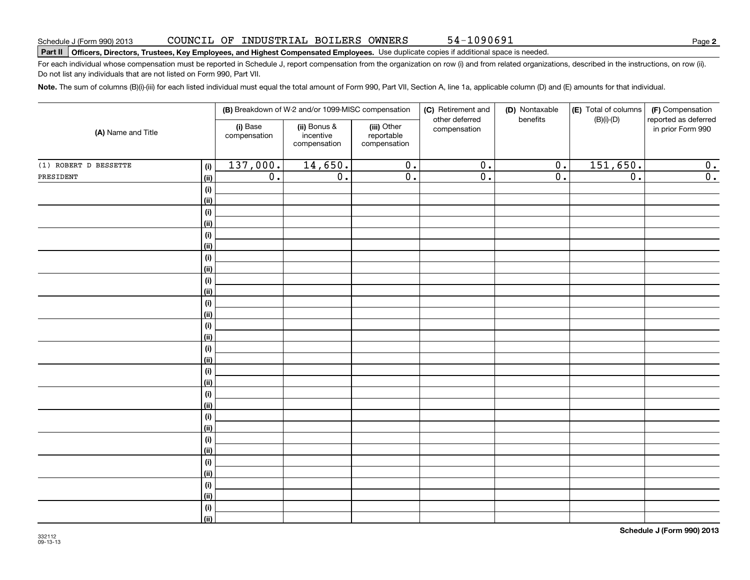Schedule J (Form 990) 2013 COUNCIL OF INDUSTRIAL BOILERS OWNERS 54-1090691

**Part II** **Officers, Directors, Trustees, Key Employees, and Highest Compensated Employees.** Use duplicate copies if additional space is needed.

For each individual whose compensation must be reported in Schedule J, report compensation from the organization on row (i) and from related organizations, described in the instructions, on row (ii). Do not list any individuals that are not listed on Form 990, Part VII.

**Note.** The sum of columns (B)(i)-(iii) for each listed individual must equal the total amount of Form 990, Part VII, Section A, line 1a, applicable column (D) and (E) amounts for that individual.

| (A) Name and Title | | (B) Breakdown of W-2 and/or 1099-MISC compensation | | | (C) Retirement and other deferred compensation | (D) Nontaxable benefits | (E) Total of columns (B)(i)-(D) | (F) Compensation reported as deferred in prior Form 990 |
|---|---|---|---|---|---|---|---|---|
| | | (i) Base compensation | (ii) Bonus & incentive compensation | (iii) Other reportable compensation | | | | |
| (1) ROBERT D BESSETTE | (i) | 137,000. | 14,650. | 0. | 0. | 0. | 151,650. | 0. |
| PRESIDENT | (ii) | 0. | 0. | 0. | 0. | 0. | 0. | 0. |
| | (i) | | | | | | | |
| | (ii) | | | | | | | |
| | (i) | | | | | | | |
| | (ii) | | | | | | | |
| | (i) | | | | | | | |
| | (ii) | | | | | | | |
| | (i) | | | | | | | |
| | (ii) | | | | | | | |
| | (i) | | | | | | | |
| | (ii) | | | | | | | |
| | (i) | | | | | | | |
| | (ii) | | | | | | | |
| | (i) | | | | | | | |
| | (ii) | | | | | | | |
| | (i) | | | | | | | |
| | (ii) | | | | | | | |
| | (i) | | | | | | | |
| | (ii) | | | | | | | |
| | (i) | | | | | | | |
| | (ii) | | | | | | | |
| | (i) | | | | | | | |
| | (ii) | | | | | | | |
| | (i) | | | | | | | |
| | (ii) | | | | | | | |
| | (i) | | | | | | | |
| | (ii) | | | | | | | |
| | (i) | | | | | | | |
| | (ii) | | | | | | | |
| | (i) | | | | | | | |
| | (ii) | | | | | | | |

332112
09-13-13

**Schedule J (Form 990) 2013**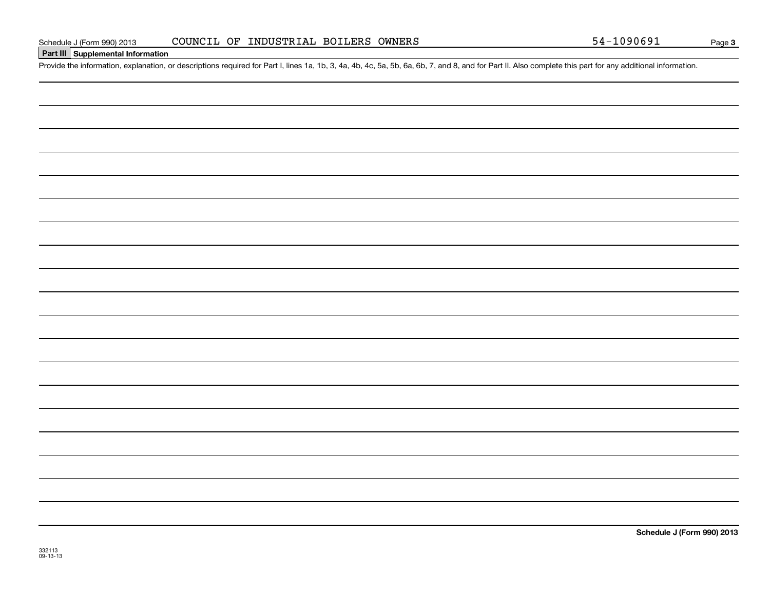Schedule J (Form 990) 2013 COUNCIL OF INDUSTRIAL BOILERS OWNERS 54-1090691

## Part III Supplemental Information

Provide the information, explanation, or descriptions required for Part I, lines 1a, 1b, 3, 4a, 4b, 4c, 5a, 5b, 6a, 6b, 7, and 8, and for Part II. Also complete this part for any additional information.

332113
09-13-13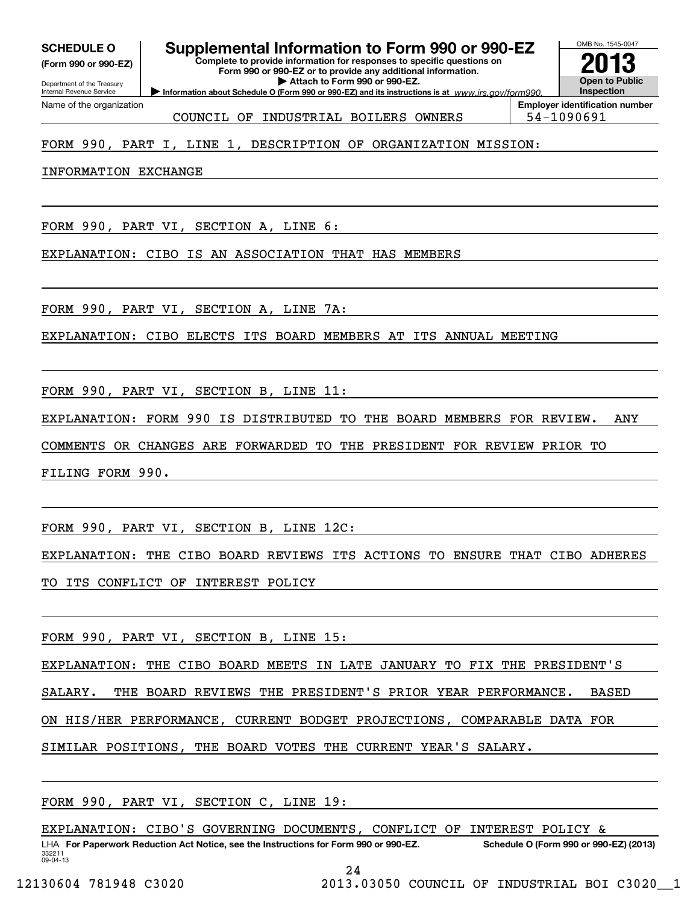**SCHEDULE O**
**(Form 990 or 990-EZ)**

Department of the Treasury
Internal Revenue Service

# Supplemental Information to Form 990 or 990-EZ

**Complete to provide information for responses to specific questions on Form 990 or 990-EZ or to provide any additional information.**
**▶ Attach to Form 990 or 990-EZ.**
**▶ Information about Schedule O (Form 990 or 990-EZ) and its instructions is at** *www.irs.gov/form990.*

OMB No. 1545-0047
**2013**
**Open to Public Inspection**

| Name of the organization | Employer identification number |
|---|---|
| COUNCIL OF INDUSTRIAL BOILERS OWNERS | 54-1090691 |

FORM 990, PART I, LINE 1, DESCRIPTION OF ORGANIZATION MISSION:

INFORMATION EXCHANGE

FORM 990, PART VI, SECTION A, LINE 6:

EXPLANATION: CIBO IS AN ASSOCIATION THAT HAS MEMBERS

FORM 990, PART VI, SECTION A, LINE 7A:

EXPLANATION: CIBO ELECTS ITS BOARD MEMBERS AT ITS ANNUAL MEETING

FORM 990, PART VI, SECTION B, LINE 11:

EXPLANATION: FORM 990 IS DISTRIBUTED TO THE BOARD MEMBERS FOR REVIEW. ANY COMMENTS OR CHANGES ARE FORWARDED TO THE PRESIDENT FOR REVIEW PRIOR TO FILING FORM 990.

FORM 990, PART VI, SECTION B, LINE 12C:

EXPLANATION: THE CIBO BOARD REVIEWS ITS ACTIONS TO ENSURE THAT CIBO ADHERES TO ITS CONFLICT OF INTEREST POLICY

FORM 990, PART VI, SECTION B, LINE 15:

EXPLANATION: THE CIBO BOARD MEETS IN LATE JANUARY TO FIX THE PRESIDENT'S SALARY. THE BOARD REVIEWS THE PRESIDENT'S PRIOR YEAR PERFORMANCE. BASED ON HIS/HER PERFORMANCE, CURRENT BODGET PROJECTIONS, COMPARABLE DATA FOR SIMILAR POSITIONS, THE BOARD VOTES THE CURRENT YEAR'S SALARY.

FORM 990, PART VI, SECTION C, LINE 19:

EXPLANATION: CIBO'S GOVERNING DOCUMENTS, CONFLICT OF INTEREST POLICY &

332211 09-04-13 LHA **For Paperwork Reduction Act Notice, see the Instructions for Form 990 or 990-EZ.** **Schedule O (Form 990 or 990-EZ) (2013)**

12130604 781948 C3020 2013.03050 COUNCIL OF INDUSTRIAL BOI C3020__1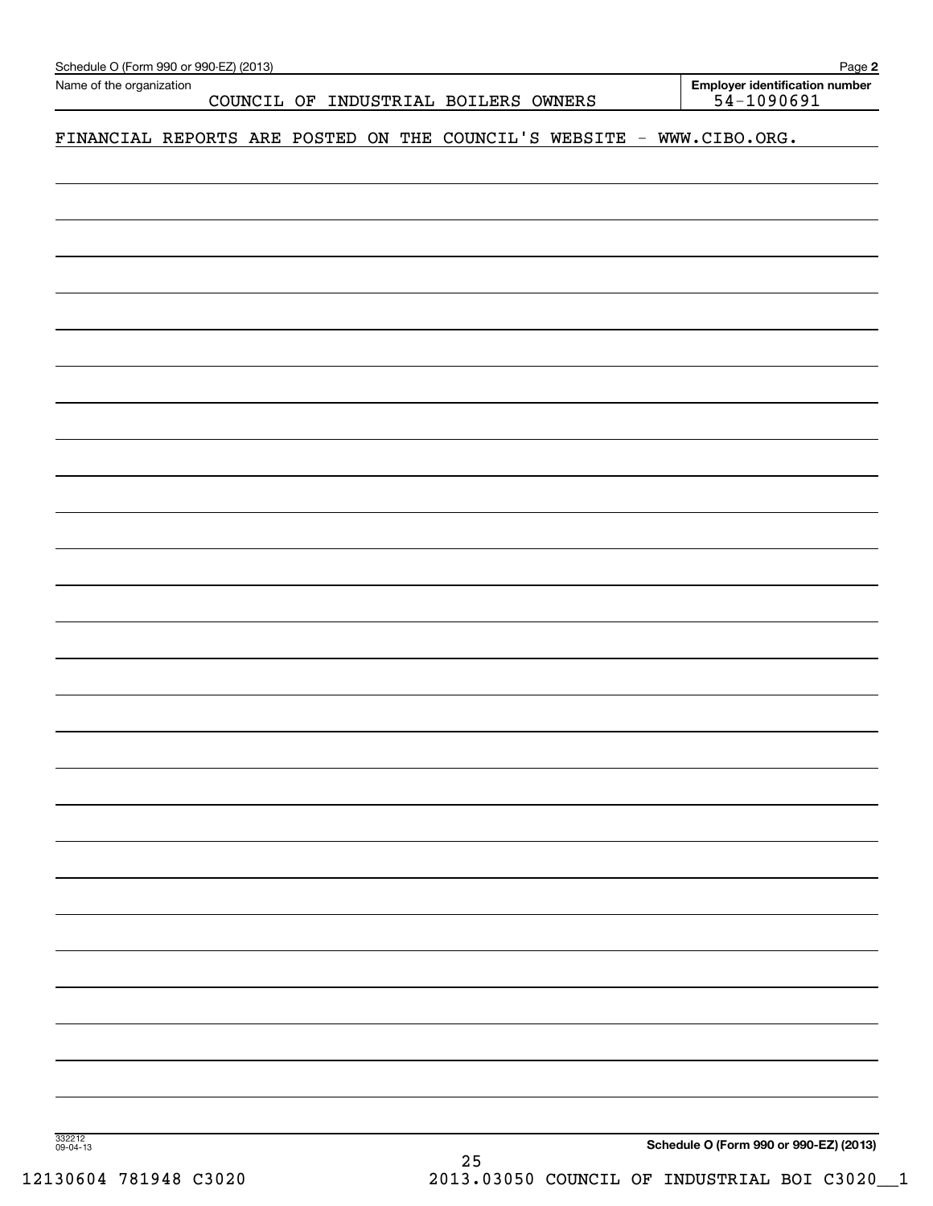Schedule O (Form 990 or 990-EZ) (2013)

Name of the organization: COUNCIL OF INDUSTRIAL BOILERS OWNERS

**Employer identification number:** 54-1090691

FINANCIAL REPORTS ARE POSTED ON THE COUNCIL'S WEBSITE - WWW.CIBO.ORG.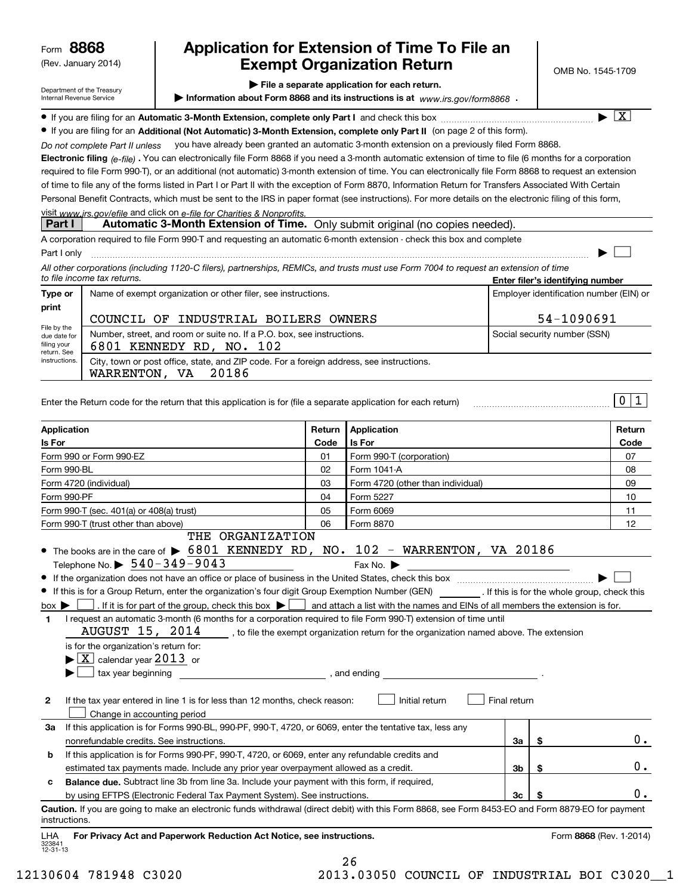Form **8868**
(Rev. January 2014)

Department of the Treasury
Internal Revenue Service

# Application for Extension of Time To File an Exempt Organization Return

▶ **File a separate application for each return.**

▶ **Information about Form 8868 and its instructions is at** *www.irs.gov/form8868*.

OMB No. 1545-1709

- If you are filing for an **Automatic 3-Month Extension, complete only Part I** and check this box ▶ [X]
- If you are filing for an **Additional (Not Automatic) 3-Month Extension, complete only Part II** (on page 2 of this form).

*Do not complete Part II unless* you have already been granted an automatic 3-month extension on a previously filed Form 8868.

**Electronic filing** *(e-file)*. You can electronically file Form 8868 if you need a 3-month automatic extension of time to file (6 months for a corporation required to file Form 990-T), or an additional (not automatic) 3-month extension of time. You can electronically file Form 8868 to request an extension of time to file any of the forms listed in Part I or Part II with the exception of Form 8870, Information Return for Transfers Associated With Certain Personal Benefit Contracts, which must be sent to the IRS in paper format (see instructions). For more details on the electronic filing of this form, visit *www.irs.gov/efile* and click on *e-file for Charities & Nonprofits*.

**Part I** **Automatic 3-Month Extension of Time.** Only submit original (no copies needed).

A corporation required to file Form 990-T and requesting an automatic 6-month extension - check this box and complete Part I only ▶ [ ]

*All other corporations (including 1120-C filers), partnerships, REMICs, and trusts must use Form 7004 to request an extension of time to file income tax returns.*

**Enter filer's identifying number**

| | | |
|---|---|---|
| **Type or print** | Name of exempt organization or other filer, see instructions. COUNCIL OF INDUSTRIAL BOILERS OWNERS | Employer identification number (EIN) or 54-1090691 |
| File by the due date for filing your return. See instructions. | Number, street, and room or suite no. If a P.O. box, see instructions. 6801 KENNEDY RD, NO. 102 | Social security number (SSN) |
| | City, town or post office, state, and ZIP code. For a foreign address, see instructions. WARRENTON, VA 20186 | |

Enter the Return code for the return that this application is for (file a separate application for each return) 0 1

| Application Is For | Return Code | Application Is For | Return Code |
|---|---|---|---|
| Form 990 or Form 990-EZ | 01 | Form 990-T (corporation) | 07 |
| Form 990-BL | 02 | Form 1041-A | 08 |
| Form 4720 (individual) | 03 | Form 4720 (other than individual) | 09 |
| Form 990-PF | 04 | Form 5227 | 10 |
| Form 990-T (sec. 401(a) or 408(a) trust) | 05 | Form 6069 | 11 |
| Form 990-T (trust other than above) | 06 | Form 8870 | 12 |

- The books are in the care of ▶ THE ORGANIZATION 6801 KENNEDY RD, NO. 102 - WARRENTON, VA 20186
  Telephone No. ▶ 540-349-9043 Fax No. ▶
- If the organization does not have an office or place of business in the United States, check this box ▶ [ ]
- If this is for a Group Return, enter the organization's four digit Group Exemption Number (GEN) ______ . If this is for the whole group, check this box ▶ [ ] . If it is for part of the group, check this box ▶ [ ] and attach a list with the names and EINs of all members the extension is for.

**1** I request an automatic 3-month (6 months for a corporation required to file Form 990-T) extension of time until AUGUST 15, 2014 , to file the exempt organization return for the organization named above. The extension is for the organization's return for:
▶ [X] calendar year 2013 or
▶ [ ] tax year beginning ______, and ending ______.

**2** If the tax year entered in line 1 is for less than 12 months, check reason: [ ] Initial return [ ] Final return [ ] Change in accounting period

| | | | |
|---|---|---|---|
| **3a** | If this application is for Forms 990-BL, 990-PF, 990-T, 4720, or 6069, enter the tentative tax, less any nonrefundable credits. See instructions. | 3a | $ 0. |
| **b** | If this application is for Forms 990-PF, 990-T, 4720, or 6069, enter any refundable credits and estimated tax payments made. Include any prior year overpayment allowed as a credit. | 3b | $ 0. |
| **c** | **Balance due.** Subtract line 3b from line 3a. Include your payment with this form, if required, by using EFTPS (Electronic Federal Tax Payment System). See instructions. | 3c | $ 0. |

**Caution.** If you are going to make an electronic funds withdrawal (direct debit) with this Form 8868, see Form 8453-EO and Form 8879-EO for payment instructions.

LHA **For Privacy Act and Paperwork Reduction Act Notice, see instructions.** Form **8868** (Rev. 1-2014)

323841 12-31-13

12130604 781948 C3020 2013.03050 COUNCIL OF INDUSTRIAL BOI C3020__1